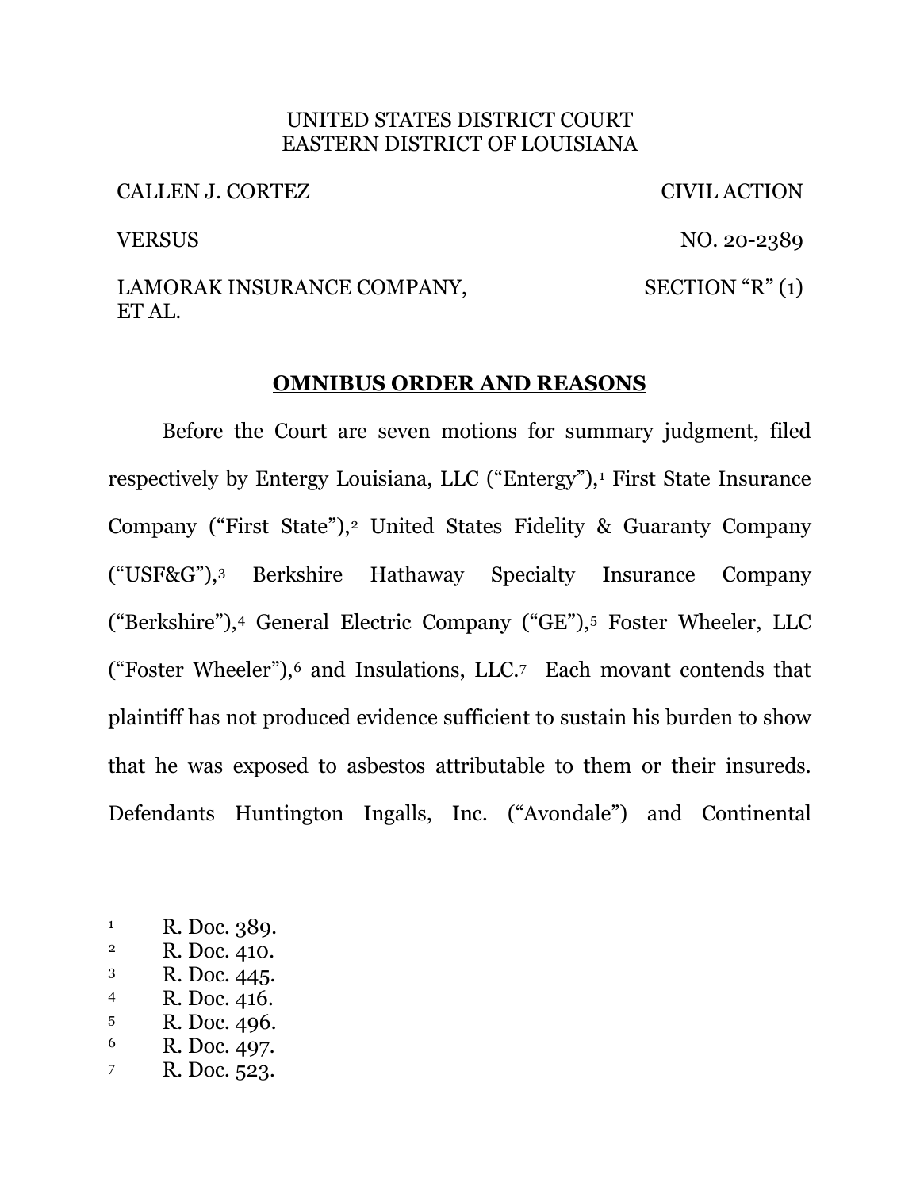UNITED STATES DISTRICT COURT
EASTERN DISTRICT OF LOUISIANA

| | |
|---|---|
| CALLEN J. CORTEZ | CIVIL ACTION |
| VERSUS | NO. 20-2389 |
| LAMORAK INSURANCE COMPANY, ET AL. | SECTION "R" (1) |

## **OMNIBUS ORDER AND REASONS**

Before the Court are seven motions for summary judgment, filed respectively by Entergy Louisiana, LLC ("Entergy"),[1] First State Insurance Company ("First State"),[2] United States Fidelity & Guaranty Company ("USF&G"),[3] Berkshire Hathaway Specialty Insurance Company ("Berkshire"),[4] General Electric Company ("GE"),[5] Foster Wheeler, LLC ("Foster Wheeler"),[6] and Insulations, LLC.[7] Each movant contends that plaintiff has not produced evidence sufficient to sustain his burden to show that he was exposed to asbestos attributable to them or their insureds. Defendants Huntington Ingalls, Inc. ("Avondale") and Continental

---

[1] R. Doc. 389.
[2] R. Doc. 410.
[3] R. Doc. 445.
[4] R. Doc. 416.
[5] R. Doc. 496.
[6] R. Doc. 497.
[7] R. Doc. 523.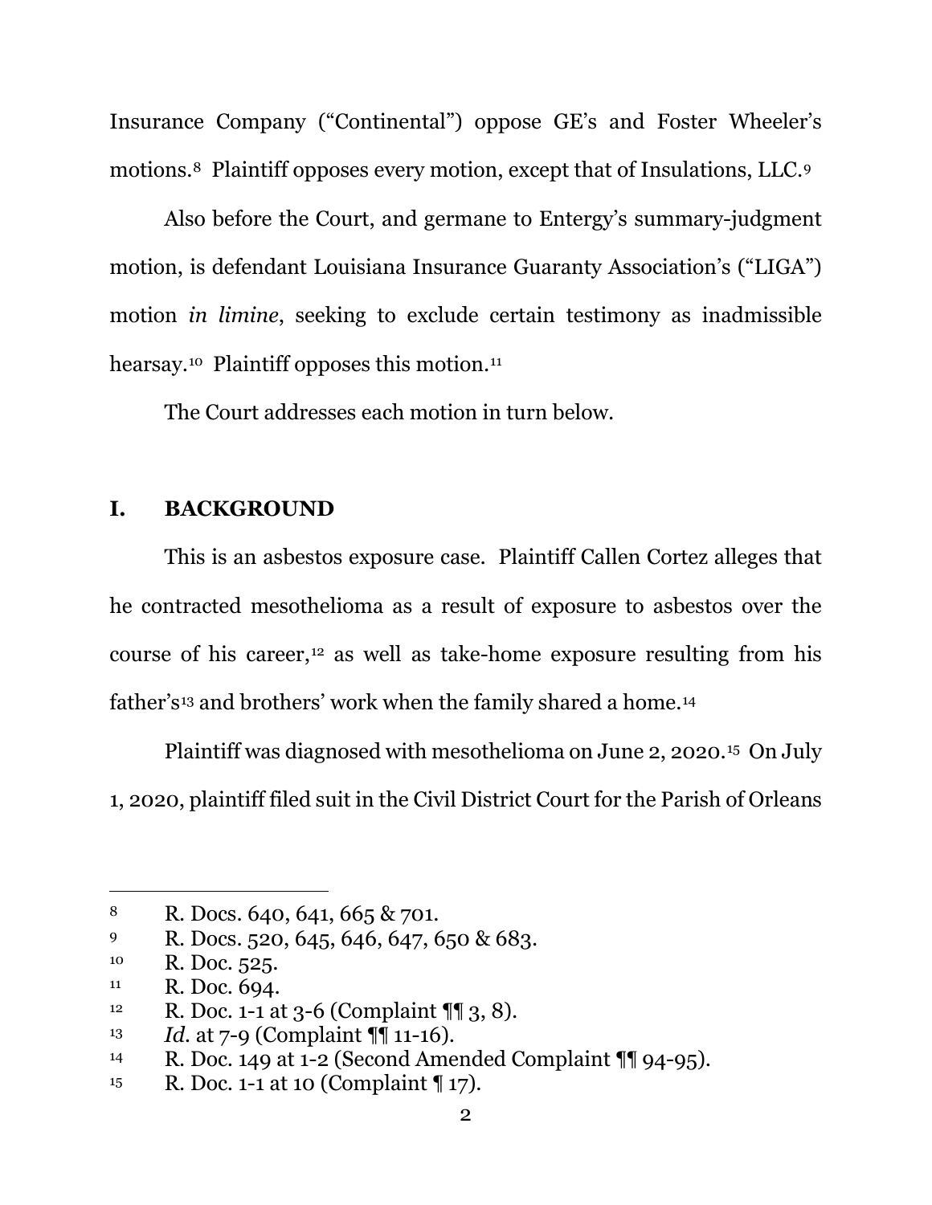Insurance Company ("Continental") oppose GE's and Foster Wheeler's motions.[8] Plaintiff opposes every motion, except that of Insulations, LLC.[9]

Also before the Court, and germane to Entergy's summary-judgment motion, is defendant Louisiana Insurance Guaranty Association's ("LIGA") motion *in limine*, seeking to exclude certain testimony as inadmissible hearsay.[10] Plaintiff opposes this motion.[11]

The Court addresses each motion in turn below.

## I. BACKGROUND

This is an asbestos exposure case. Plaintiff Callen Cortez alleges that he contracted mesothelioma as a result of exposure to asbestos over the course of his career,[12] as well as take-home exposure resulting from his father's[13] and brothers' work when the family shared a home.[14]

Plaintiff was diagnosed with mesothelioma on June 2, 2020.[15] On July 1, 2020, plaintiff filed suit in the Civil District Court for the Parish of Orleans

---

[8] R. Docs. 640, 641, 665 & 701.

[9] R. Docs. 520, 645, 646, 647, 650 & 683.

[10] R. Doc. 525.

[11] R. Doc. 694.

[12] R. Doc. 1-1 at 3-6 (Complaint ¶¶ 3, 8).

[13] *Id.* at 7-9 (Complaint ¶¶ 11-16).

[14] R. Doc. 149 at 1-2 (Second Amended Complaint ¶¶ 94-95).

[15] R. Doc. 1-1 at 10 (Complaint ¶ 17).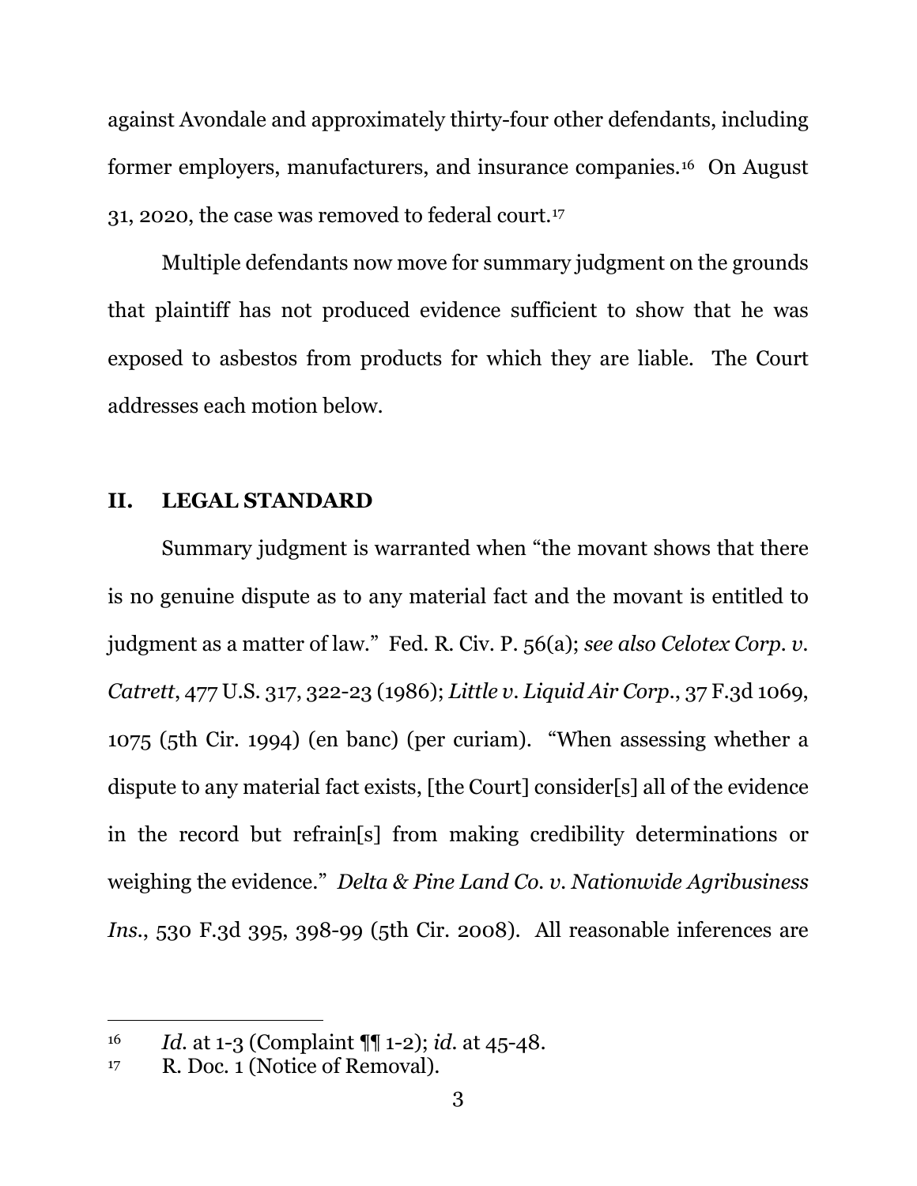against Avondale and approximately thirty-four other defendants, including former employers, manufacturers, and insurance companies.[16] On August 31, 2020, the case was removed to federal court.[17]

Multiple defendants now move for summary judgment on the grounds that plaintiff has not produced evidence sufficient to show that he was exposed to asbestos from products for which they are liable. The Court addresses each motion below.

## II. LEGAL STANDARD

Summary judgment is warranted when "the movant shows that there is no genuine dispute as to any material fact and the movant is entitled to judgment as a matter of law." Fed. R. Civ. P. 56(a); *see also Celotex Corp. v. Catrett*, 477 U.S. 317, 322-23 (1986); *Little v. Liquid Air Corp.*, 37 F.3d 1069, 1075 (5th Cir. 1994) (en banc) (per curiam). "When assessing whether a dispute to any material fact exists, [the Court] consider[s] all of the evidence in the record but refrain[s] from making credibility determinations or weighing the evidence." *Delta & Pine Land Co. v. Nationwide Agribusiness Ins.*, 530 F.3d 395, 398-99 (5th Cir. 2008). All reasonable inferences are

---

[16] *Id.* at 1-3 (Complaint ¶¶ 1-2); *id.* at 45-48.

[17] R. Doc. 1 (Notice of Removal).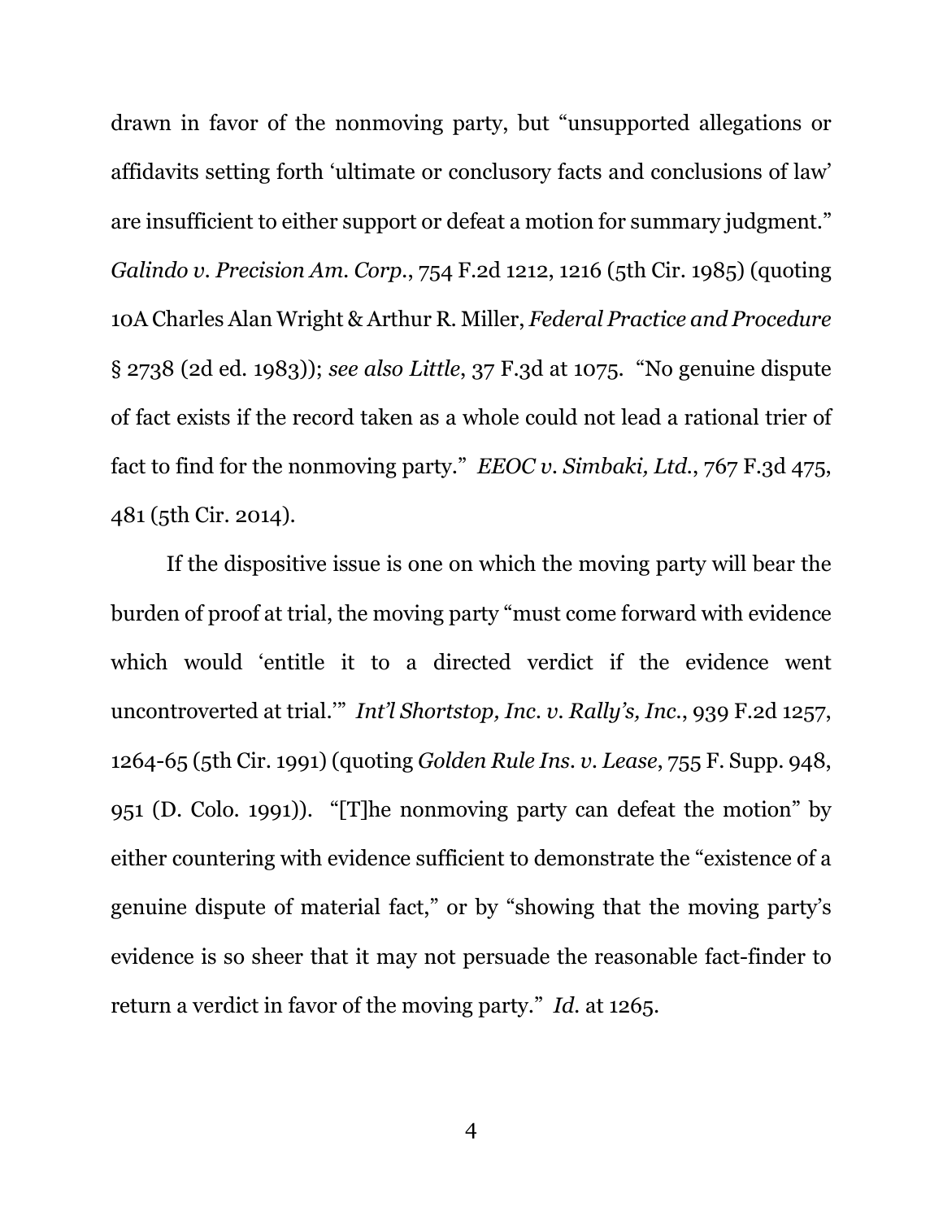drawn in favor of the nonmoving party, but "unsupported allegations or affidavits setting forth 'ultimate or conclusory facts and conclusions of law' are insufficient to either support or defeat a motion for summary judgment." *Galindo v. Precision Am. Corp.*, 754 F.2d 1212, 1216 (5th Cir. 1985) (quoting 10A Charles Alan Wright & Arthur R. Miller, *Federal Practice and Procedure* § 2738 (2d ed. 1983)); *see also Little*, 37 F.3d at 1075. "No genuine dispute of fact exists if the record taken as a whole could not lead a rational trier of fact to find for the nonmoving party." *EEOC v. Simbaki, Ltd.*, 767 F.3d 475, 481 (5th Cir. 2014).

If the dispositive issue is one on which the moving party will bear the burden of proof at trial, the moving party "must come forward with evidence which would 'entitle it to a directed verdict if the evidence went uncontroverted at trial.'" *Int'l Shortstop, Inc. v. Rally's, Inc.*, 939 F.2d 1257, 1264-65 (5th Cir. 1991) (quoting *Golden Rule Ins. v. Lease*, 755 F. Supp. 948, 951 (D. Colo. 1991)). "[T]he nonmoving party can defeat the motion" by either countering with evidence sufficient to demonstrate the "existence of a genuine dispute of material fact," or by "showing that the moving party's evidence is so sheer that it may not persuade the reasonable fact-finder to return a verdict in favor of the moving party." *Id.* at 1265.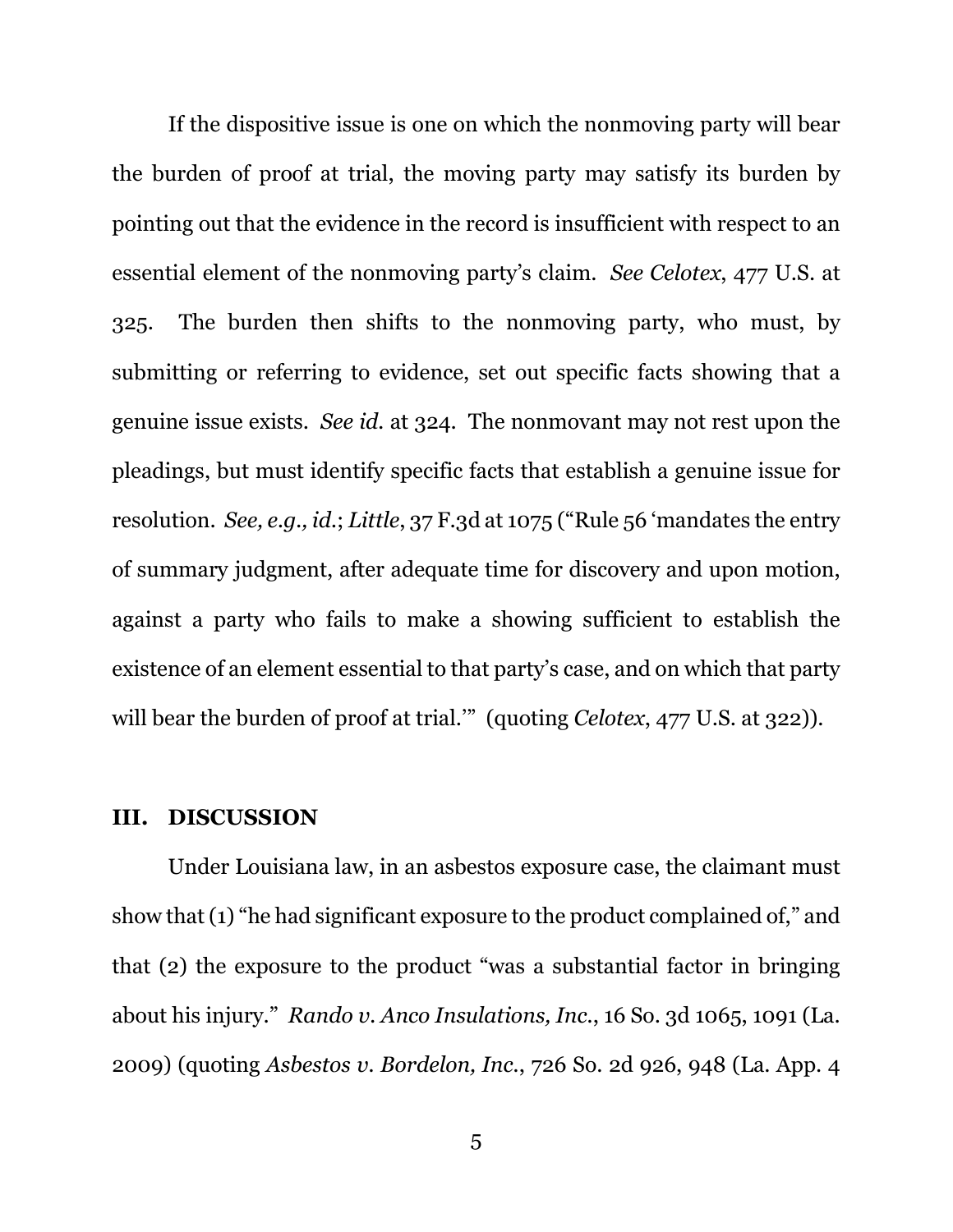If the dispositive issue is one on which the nonmoving party will bear the burden of proof at trial, the moving party may satisfy its burden by pointing out that the evidence in the record is insufficient with respect to an essential element of the nonmoving party's claim. *See Celotex*, 477 U.S. at 325. The burden then shifts to the nonmoving party, who must, by submitting or referring to evidence, set out specific facts showing that a genuine issue exists. *See id.* at 324. The nonmovant may not rest upon the pleadings, but must identify specific facts that establish a genuine issue for resolution. *See, e.g., id.*; *Little*, 37 F.3d at 1075 ("Rule 56 'mandates the entry of summary judgment, after adequate time for discovery and upon motion, against a party who fails to make a showing sufficient to establish the existence of an element essential to that party's case, and on which that party will bear the burden of proof at trial.'" (quoting *Celotex*, 477 U.S. at 322)).

## III. DISCUSSION

Under Louisiana law, in an asbestos exposure case, the claimant must show that (1) "he had significant exposure to the product complained of," and that (2) the exposure to the product "was a substantial factor in bringing about his injury." *Rando v. Anco Insulations, Inc.*, 16 So. 3d 1065, 1091 (La. 2009) (quoting *Asbestos v. Bordelon, Inc.*, 726 So. 2d 926, 948 (La. App. 4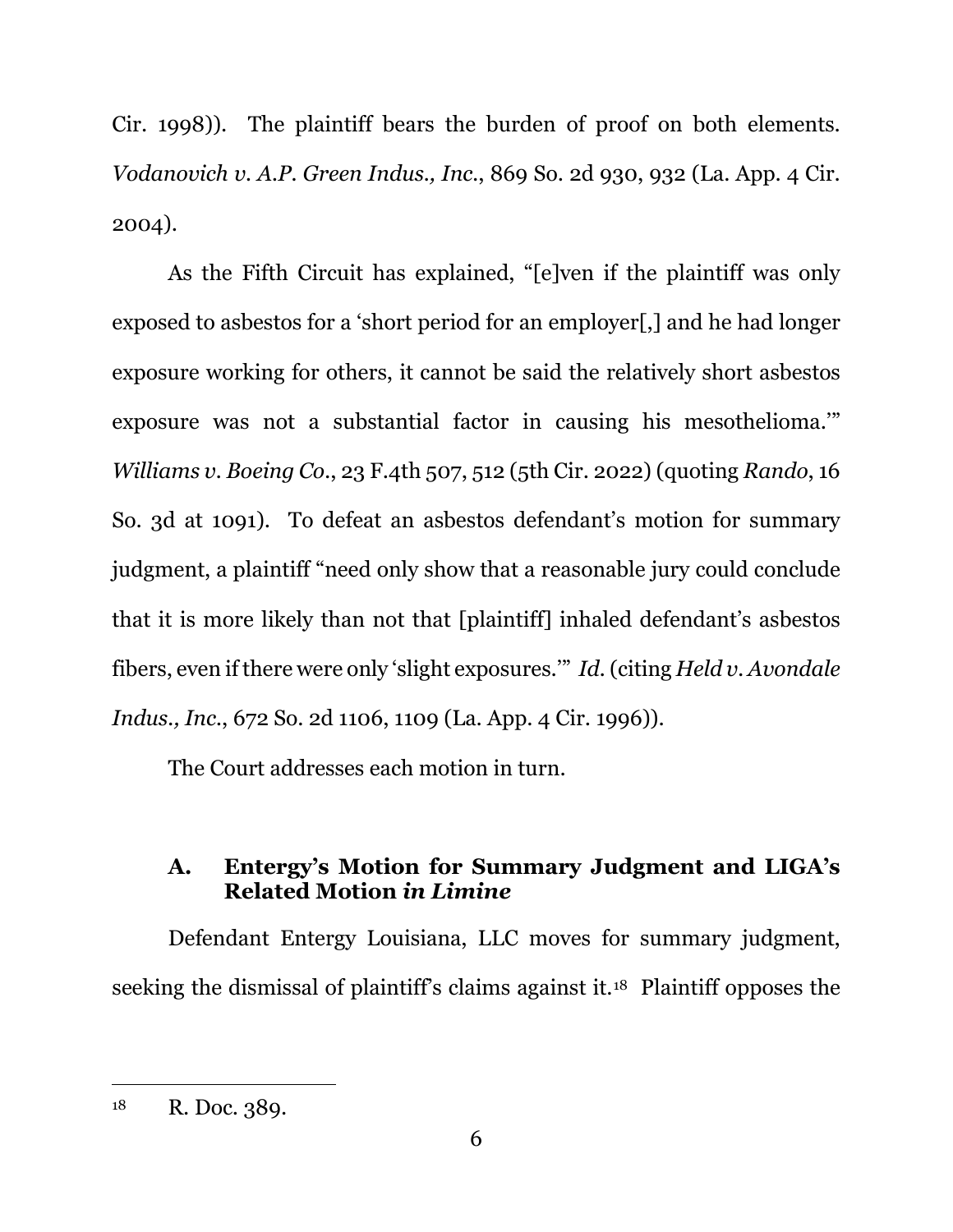Cir. 1998)). The plaintiff bears the burden of proof on both elements. *Vodanovich v. A.P. Green Indus., Inc.*, 869 So. 2d 930, 932 (La. App. 4 Cir. 2004).

As the Fifth Circuit has explained, "[e]ven if the plaintiff was only exposed to asbestos for a 'short period for an employer[,] and he had longer exposure working for others, it cannot be said the relatively short asbestos exposure was not a substantial factor in causing his mesothelioma.'" *Williams v. Boeing Co.*, 23 F.4th 507, 512 (5th Cir. 2022) (quoting *Rando*, 16 So. 3d at 1091). To defeat an asbestos defendant's motion for summary judgment, a plaintiff "need only show that a reasonable jury could conclude that it is more likely than not that [plaintiff] inhaled defendant's asbestos fibers, even if there were only 'slight exposures.'" *Id.* (citing *Held v. Avondale Indus., Inc.*, 672 So. 2d 1106, 1109 (La. App. 4 Cir. 1996)).

The Court addresses each motion in turn.

### A. Entergy's Motion for Summary Judgment and LIGA's Related Motion *in Limine*

Defendant Entergy Louisiana, LLC moves for summary judgment, seeking the dismissal of plaintiff's claims against it.[18] Plaintiff opposes the

---

[18] R. Doc. 389.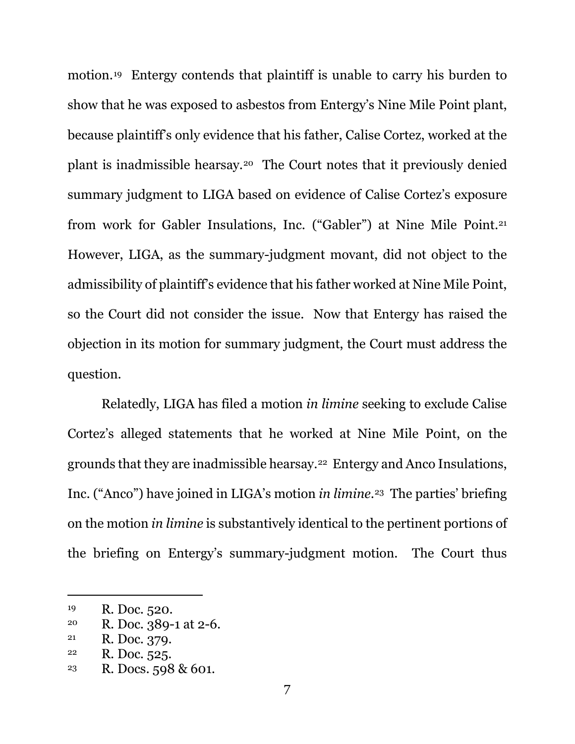motion.[19] Entergy contends that plaintiff is unable to carry his burden to show that he was exposed to asbestos from Entergy's Nine Mile Point plant, because plaintiff's only evidence that his father, Calise Cortez, worked at the plant is inadmissible hearsay.[20] The Court notes that it previously denied summary judgment to LIGA based on evidence of Calise Cortez's exposure from work for Gabler Insulations, Inc. ("Gabler") at Nine Mile Point.[21] However, LIGA, as the summary-judgment movant, did not object to the admissibility of plaintiff's evidence that his father worked at Nine Mile Point, so the Court did not consider the issue. Now that Entergy has raised the objection in its motion for summary judgment, the Court must address the question.

Relatedly, LIGA has filed a motion *in limine* seeking to exclude Calise Cortez's alleged statements that he worked at Nine Mile Point, on the grounds that they are inadmissible hearsay.[22] Entergy and Anco Insulations, Inc. ("Anco") have joined in LIGA's motion *in limine*.[23] The parties' briefing on the motion *in limine* is substantively identical to the pertinent portions of the briefing on Entergy's summary-judgment motion. The Court thus

---

[19] R. Doc. 520.
[20] R. Doc. 389-1 at 2-6.
[21] R. Doc. 379.
[22] R. Doc. 525.
[23] R. Docs. 598 & 601.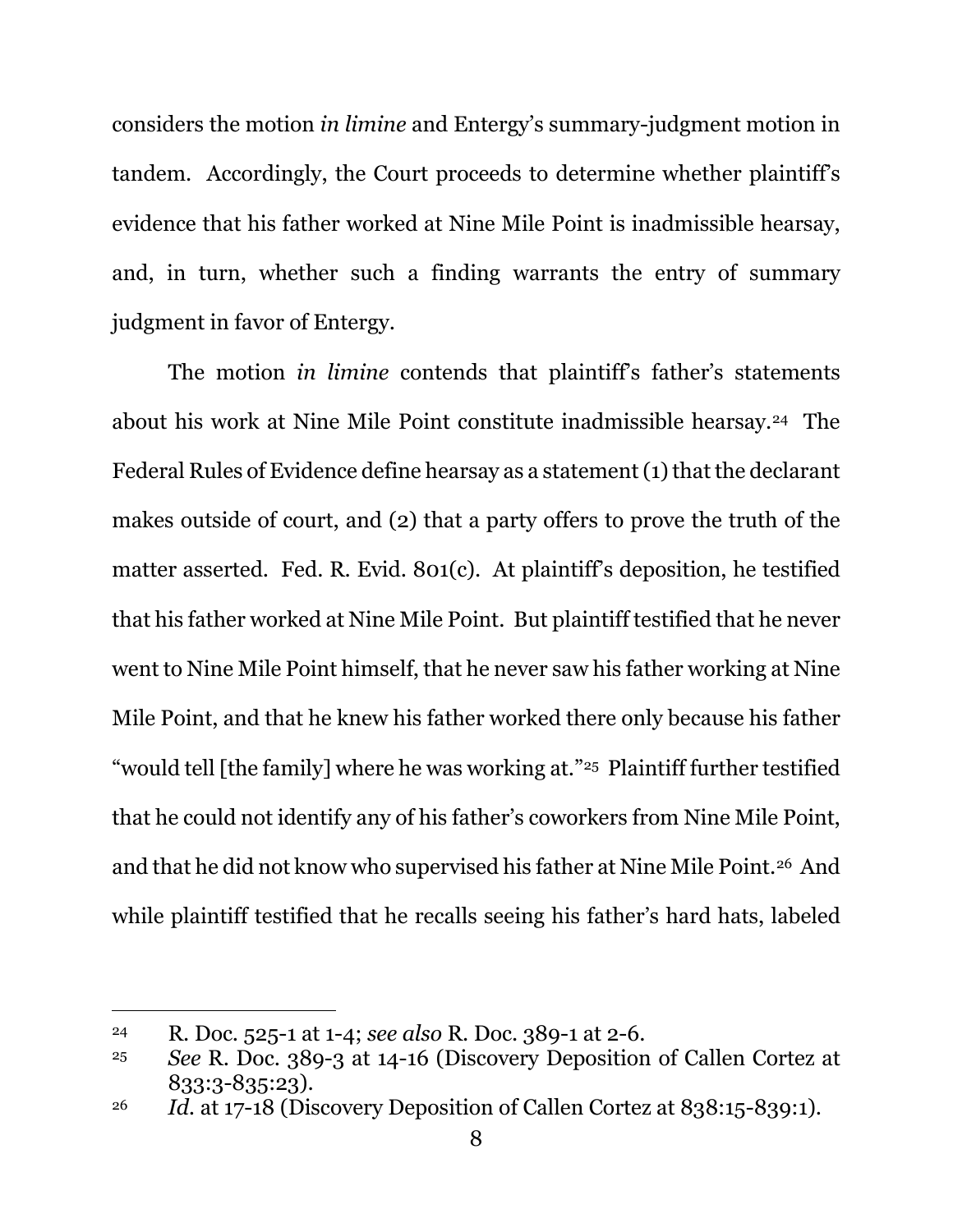considers the motion *in limine* and Entergy's summary-judgment motion in tandem. Accordingly, the Court proceeds to determine whether plaintiff's evidence that his father worked at Nine Mile Point is inadmissible hearsay, and, in turn, whether such a finding warrants the entry of summary judgment in favor of Entergy.

The motion *in limine* contends that plaintiff's father's statements about his work at Nine Mile Point constitute inadmissible hearsay.[24] The Federal Rules of Evidence define hearsay as a statement (1) that the declarant makes outside of court, and (2) that a party offers to prove the truth of the matter asserted. Fed. R. Evid. 801(c). At plaintiff's deposition, he testified that his father worked at Nine Mile Point. But plaintiff testified that he never went to Nine Mile Point himself, that he never saw his father working at Nine Mile Point, and that he knew his father worked there only because his father "would tell [the family] where he was working at."[25] Plaintiff further testified that he could not identify any of his father's coworkers from Nine Mile Point, and that he did not know who supervised his father at Nine Mile Point.[26] And while plaintiff testified that he recalls seeing his father's hard hats, labeled

---

[24] R. Doc. 525-1 at 1-4; *see also* R. Doc. 389-1 at 2-6.

[25] *See* R. Doc. 389-3 at 14-16 (Discovery Deposition of Callen Cortez at 833:3-835:23).

[26] *Id.* at 17-18 (Discovery Deposition of Callen Cortez at 838:15-839:1).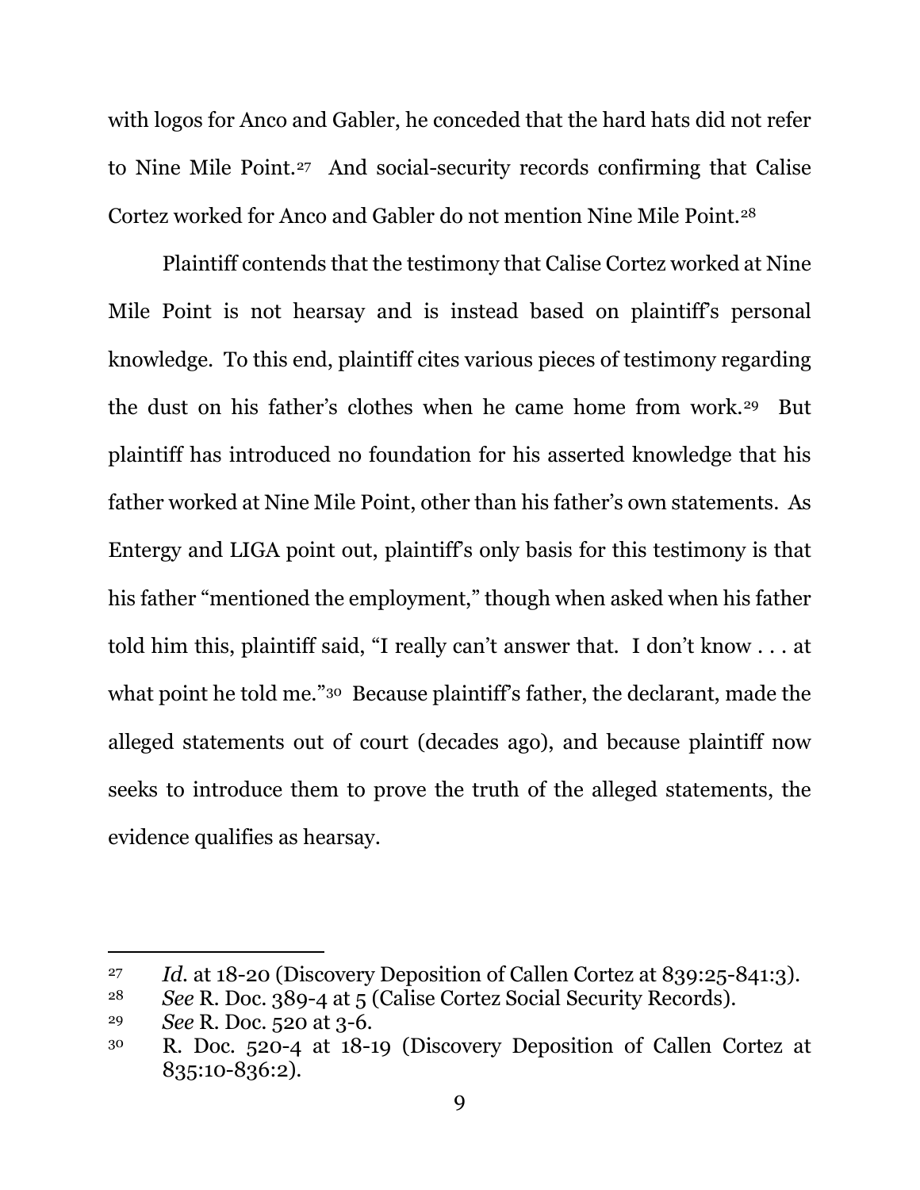with logos for Anco and Gabler, he conceded that the hard hats did not refer to Nine Mile Point.[27] And social-security records confirming that Calise Cortez worked for Anco and Gabler do not mention Nine Mile Point.[28]

Plaintiff contends that the testimony that Calise Cortez worked at Nine Mile Point is not hearsay and is instead based on plaintiff's personal knowledge. To this end, plaintiff cites various pieces of testimony regarding the dust on his father's clothes when he came home from work.[29] But plaintiff has introduced no foundation for his asserted knowledge that his father worked at Nine Mile Point, other than his father's own statements. As Entergy and LIGA point out, plaintiff's only basis for this testimony is that his father "mentioned the employment," though when asked when his father told him this, plaintiff said, "I really can't answer that. I don't know . . . at what point he told me."[30] Because plaintiff's father, the declarant, made the alleged statements out of court (decades ago), and because plaintiff now seeks to introduce them to prove the truth of the alleged statements, the evidence qualifies as hearsay.

---

[27] *Id.* at 18-20 (Discovery Deposition of Callen Cortez at 839:25-841:3).

[28] *See* R. Doc. 389-4 at 5 (Calise Cortez Social Security Records).

[29] *See* R. Doc. 520 at 3-6.

[30] R. Doc. 520-4 at 18-19 (Discovery Deposition of Callen Cortez at 835:10-836:2).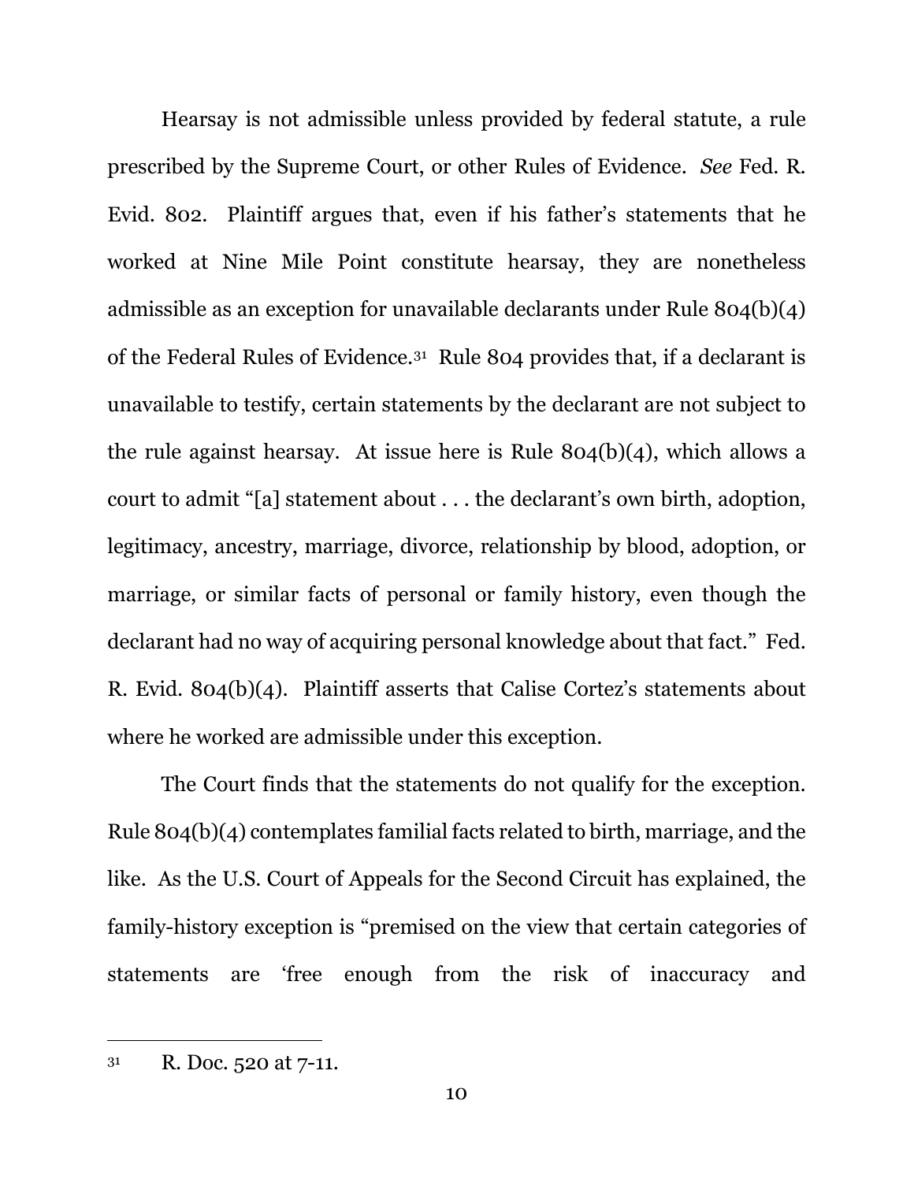Hearsay is not admissible unless provided by federal statute, a rule prescribed by the Supreme Court, or other Rules of Evidence. *See* Fed. R. Evid. 802. Plaintiff argues that, even if his father's statements that he worked at Nine Mile Point constitute hearsay, they are nonetheless admissible as an exception for unavailable declarants under Rule 804(b)(4) of the Federal Rules of Evidence.[31] Rule 804 provides that, if a declarant is unavailable to testify, certain statements by the declarant are not subject to the rule against hearsay. At issue here is Rule 804(b)(4), which allows a court to admit "[a] statement about . . . the declarant's own birth, adoption, legitimacy, ancestry, marriage, divorce, relationship by blood, adoption, or marriage, or similar facts of personal or family history, even though the declarant had no way of acquiring personal knowledge about that fact." Fed. R. Evid. 804(b)(4). Plaintiff asserts that Calise Cortez's statements about where he worked are admissible under this exception.

The Court finds that the statements do not qualify for the exception. Rule 804(b)(4) contemplates familial facts related to birth, marriage, and the like. As the U.S. Court of Appeals for the Second Circuit has explained, the family-history exception is "premised on the view that certain categories of statements are 'free enough from the risk of inaccuracy and

---

[31] R. Doc. 520 at 7-11.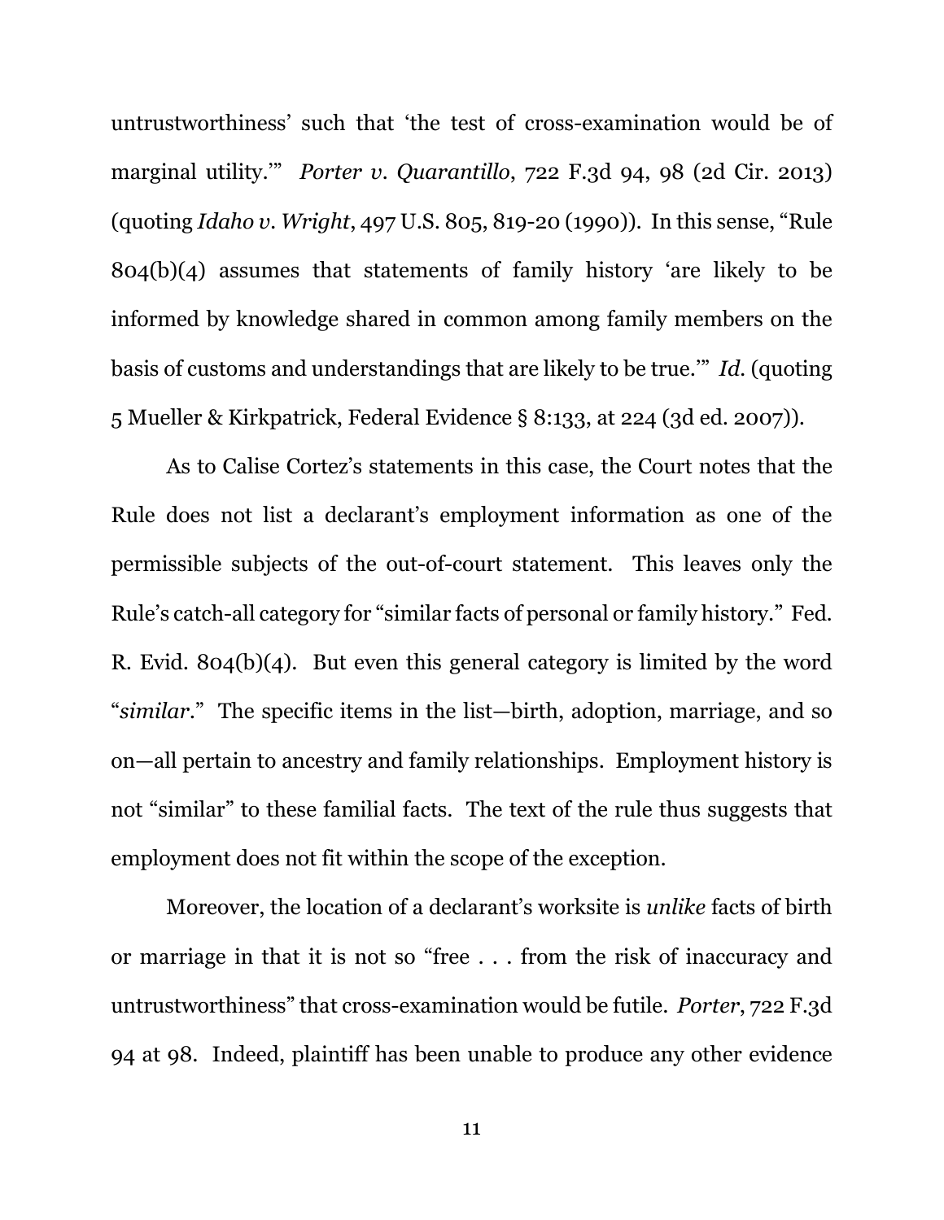untrustworthiness' such that 'the test of cross-examination would be of marginal utility.'" *Porter v. Quarantillo*, 722 F.3d 94, 98 (2d Cir. 2013) (quoting *Idaho v. Wright*, 497 U.S. 805, 819-20 (1990)). In this sense, "Rule 804(b)(4) assumes that statements of family history 'are likely to be informed by knowledge shared in common among family members on the basis of customs and understandings that are likely to be true.'" *Id.* (quoting 5 Mueller & Kirkpatrick, Federal Evidence § 8:133, at 224 (3d ed. 2007)).

As to Calise Cortez's statements in this case, the Court notes that the Rule does not list a declarant's employment information as one of the permissible subjects of the out-of-court statement. This leaves only the Rule's catch-all category for "similar facts of personal or family history." Fed. R. Evid. 804(b)(4). But even this general category is limited by the word "*similar*." The specific items in the list—birth, adoption, marriage, and so on—all pertain to ancestry and family relationships. Employment history is not "similar" to these familial facts. The text of the rule thus suggests that employment does not fit within the scope of the exception.

Moreover, the location of a declarant's worksite is *unlike* facts of birth or marriage in that it is not so "free . . . from the risk of inaccuracy and untrustworthiness" that cross-examination would be futile. *Porter*, 722 F.3d 94 at 98. Indeed, plaintiff has been unable to produce any other evidence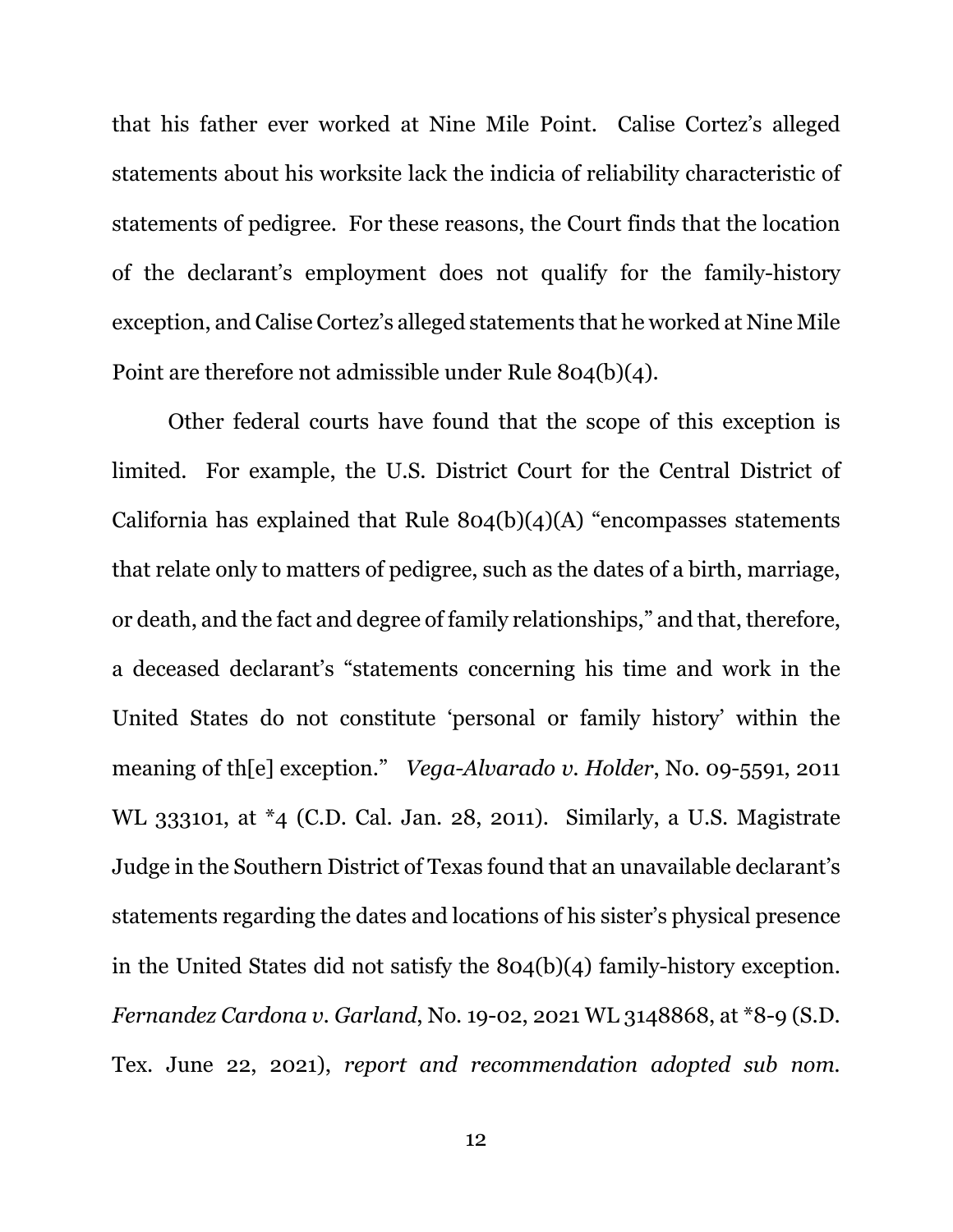that his father ever worked at Nine Mile Point. Calise Cortez's alleged statements about his worksite lack the indicia of reliability characteristic of statements of pedigree. For these reasons, the Court finds that the location of the declarant's employment does not qualify for the family-history exception, and Calise Cortez's alleged statements that he worked at Nine Mile Point are therefore not admissible under Rule 804(b)(4).

Other federal courts have found that the scope of this exception is limited. For example, the U.S. District Court for the Central District of California has explained that Rule 804(b)(4)(A) "encompasses statements that relate only to matters of pedigree, such as the dates of a birth, marriage, or death, and the fact and degree of family relationships," and that, therefore, a deceased declarant's "statements concerning his time and work in the United States do not constitute 'personal or family history' within the meaning of th[e] exception." *Vega-Alvarado v. Holder*, No. 09-5591, 2011 WL 333101, at *4 (C.D. Cal. Jan. 28, 2011). Similarly, a U.S. Magistrate Judge in the Southern District of Texas found that an unavailable declarant's statements regarding the dates and locations of his sister's physical presence in the United States did not satisfy the 804(b)(4) family-history exception. *Fernandez Cardona v. Garland*, No. 19-02, 2021 WL 3148868, at *8-9 (S.D. Tex. June 22, 2021), *report and recommendation adopted sub nom.*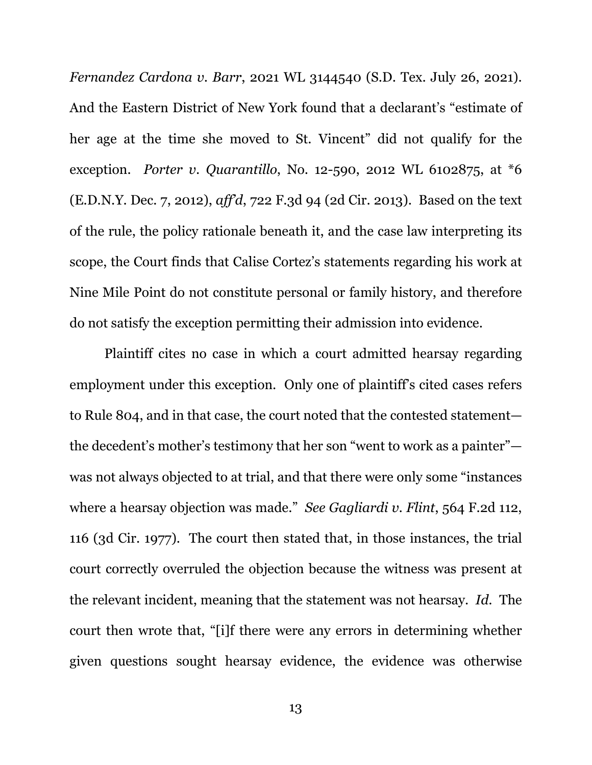*Fernandez Cardona v. Barr*, 2021 WL 3144540 (S.D. Tex. July 26, 2021). And the Eastern District of New York found that a declarant's "estimate of her age at the time she moved to St. Vincent" did not qualify for the exception. *Porter v. Quarantillo*, No. 12-590, 2012 WL 6102875, at *6 (E.D.N.Y. Dec. 7, 2012), *aff'd*, 722 F.3d 94 (2d Cir. 2013). Based on the text of the rule, the policy rationale beneath it, and the case law interpreting its scope, the Court finds that Calise Cortez's statements regarding his work at Nine Mile Point do not constitute personal or family history, and therefore do not satisfy the exception permitting their admission into evidence.

Plaintiff cites no case in which a court admitted hearsay regarding employment under this exception. Only one of plaintiff's cited cases refers to Rule 804, and in that case, the court noted that the contested statement—the decedent's mother's testimony that her son "went to work as a painter"—was not always objected to at trial, and that there were only some "instances where a hearsay objection was made." *See Gagliardi v. Flint*, 564 F.2d 112, 116 (3d Cir. 1977). The court then stated that, in those instances, the trial court correctly overruled the objection because the witness was present at the relevant incident, meaning that the statement was not hearsay. *Id.* The court then wrote that, "[i]f there were any errors in determining whether given questions sought hearsay evidence, the evidence was otherwise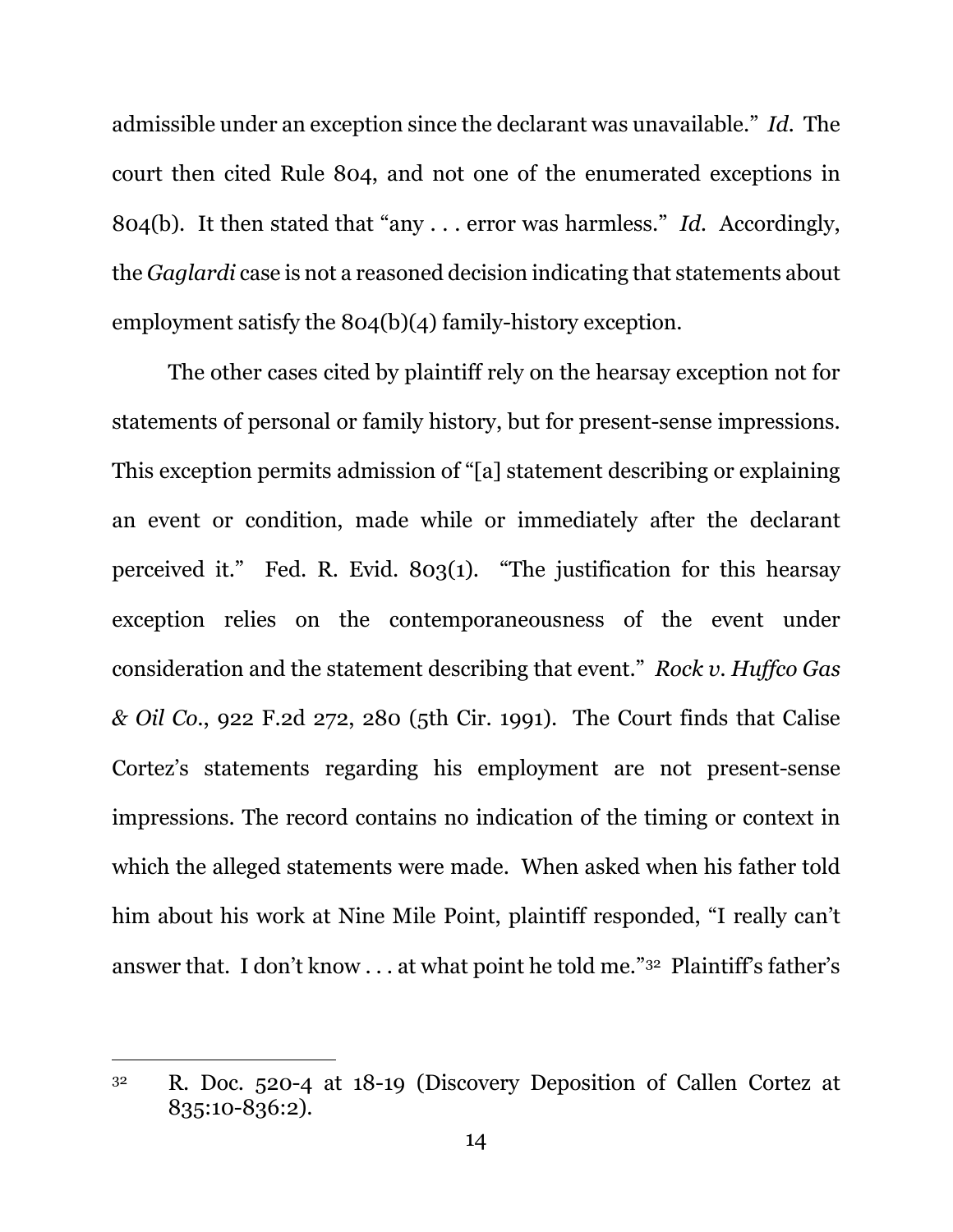admissible under an exception since the declarant was unavailable." *Id.* The court then cited Rule 804, and not one of the enumerated exceptions in 804(b). It then stated that "any . . . error was harmless." *Id.* Accordingly, the *Gaglardi* case is not a reasoned decision indicating that statements about employment satisfy the 804(b)(4) family-history exception.

The other cases cited by plaintiff rely on the hearsay exception not for statements of personal or family history, but for present-sense impressions. This exception permits admission of "[a] statement describing or explaining an event or condition, made while or immediately after the declarant perceived it." Fed. R. Evid. 803(1). "The justification for this hearsay exception relies on the contemporaneousness of the event under consideration and the statement describing that event." *Rock v. Huffco Gas & Oil Co.*, 922 F.2d 272, 280 (5th Cir. 1991). The Court finds that Calise Cortez's statements regarding his employment are not present-sense impressions. The record contains no indication of the timing or context in which the alleged statements were made. When asked when his father told him about his work at Nine Mile Point, plaintiff responded, "I really can't answer that. I don't know . . . at what point he told me."[32] Plaintiff's father's

---

[32] R. Doc. 520-4 at 18-19 (Discovery Deposition of Callen Cortez at 835:10-836:2).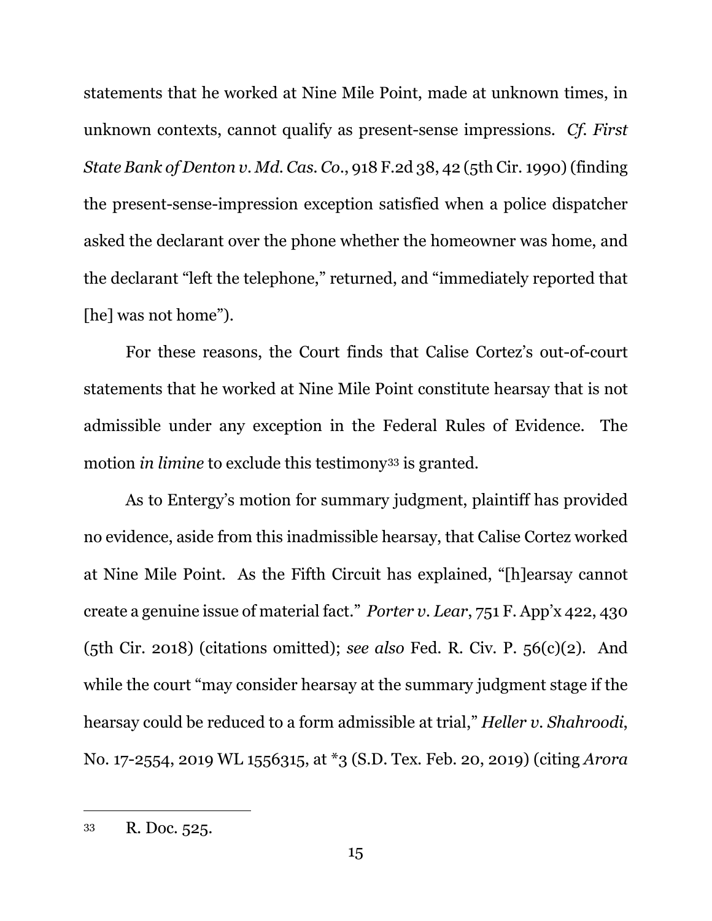statements that he worked at Nine Mile Point, made at unknown times, in unknown contexts, cannot qualify as present-sense impressions. *Cf. First State Bank of Denton v. Md. Cas. Co.*, 918 F.2d 38, 42 (5th Cir. 1990) (finding the present-sense-impression exception satisfied when a police dispatcher asked the declarant over the phone whether the homeowner was home, and the declarant "left the telephone," returned, and "immediately reported that [he] was not home").

For these reasons, the Court finds that Calise Cortez's out-of-court statements that he worked at Nine Mile Point constitute hearsay that is not admissible under any exception in the Federal Rules of Evidence. The motion *in limine* to exclude this testimony[33] is granted.

As to Entergy's motion for summary judgment, plaintiff has provided no evidence, aside from this inadmissible hearsay, that Calise Cortez worked at Nine Mile Point. As the Fifth Circuit has explained, "[h]earsay cannot create a genuine issue of material fact." *Porter v. Lear*, 751 F. App'x 422, 430 (5th Cir. 2018) (citations omitted); *see also* Fed. R. Civ. P. 56(c)(2). And while the court "may consider hearsay at the summary judgment stage if the hearsay could be reduced to a form admissible at trial," *Heller v. Shahroodi*, No. 17-2554, 2019 WL 1556315, at *3 (S.D. Tex. Feb. 20, 2019) (citing *Arora*

---

[33] R. Doc. 525.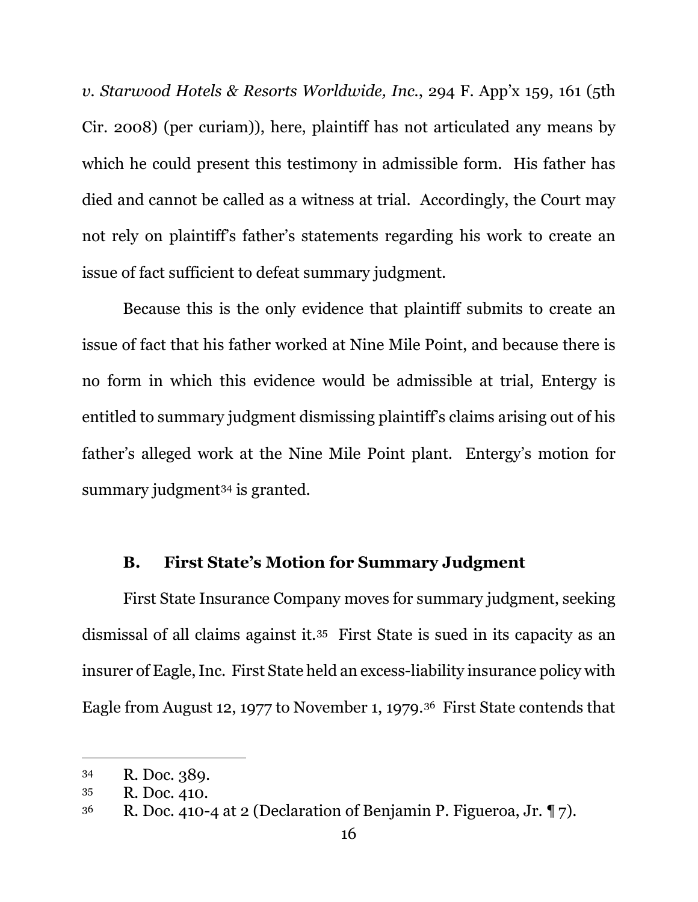*v. Starwood Hotels & Resorts Worldwide, Inc.*, 294 F. App'x 159, 161 (5th Cir. 2008) (per curiam)), here, plaintiff has not articulated any means by which he could present this testimony in admissible form. His father has died and cannot be called as a witness at trial. Accordingly, the Court may not rely on plaintiff's father's statements regarding his work to create an issue of fact sufficient to defeat summary judgment.

Because this is the only evidence that plaintiff submits to create an issue of fact that his father worked at Nine Mile Point, and because there is no form in which this evidence would be admissible at trial, Entergy is entitled to summary judgment dismissing plaintiff's claims arising out of his father's alleged work at the Nine Mile Point plant. Entergy's motion for summary judgment[34] is granted.

### B. First State's Motion for Summary Judgment

First State Insurance Company moves for summary judgment, seeking dismissal of all claims against it.[35] First State is sued in its capacity as an insurer of Eagle, Inc. First State held an excess-liability insurance policy with Eagle from August 12, 1977 to November 1, 1979.[36] First State contends that

---

[34] R. Doc. 389.

[35] R. Doc. 410.

[36] R. Doc. 410-4 at 2 (Declaration of Benjamin P. Figueroa, Jr. ¶ 7).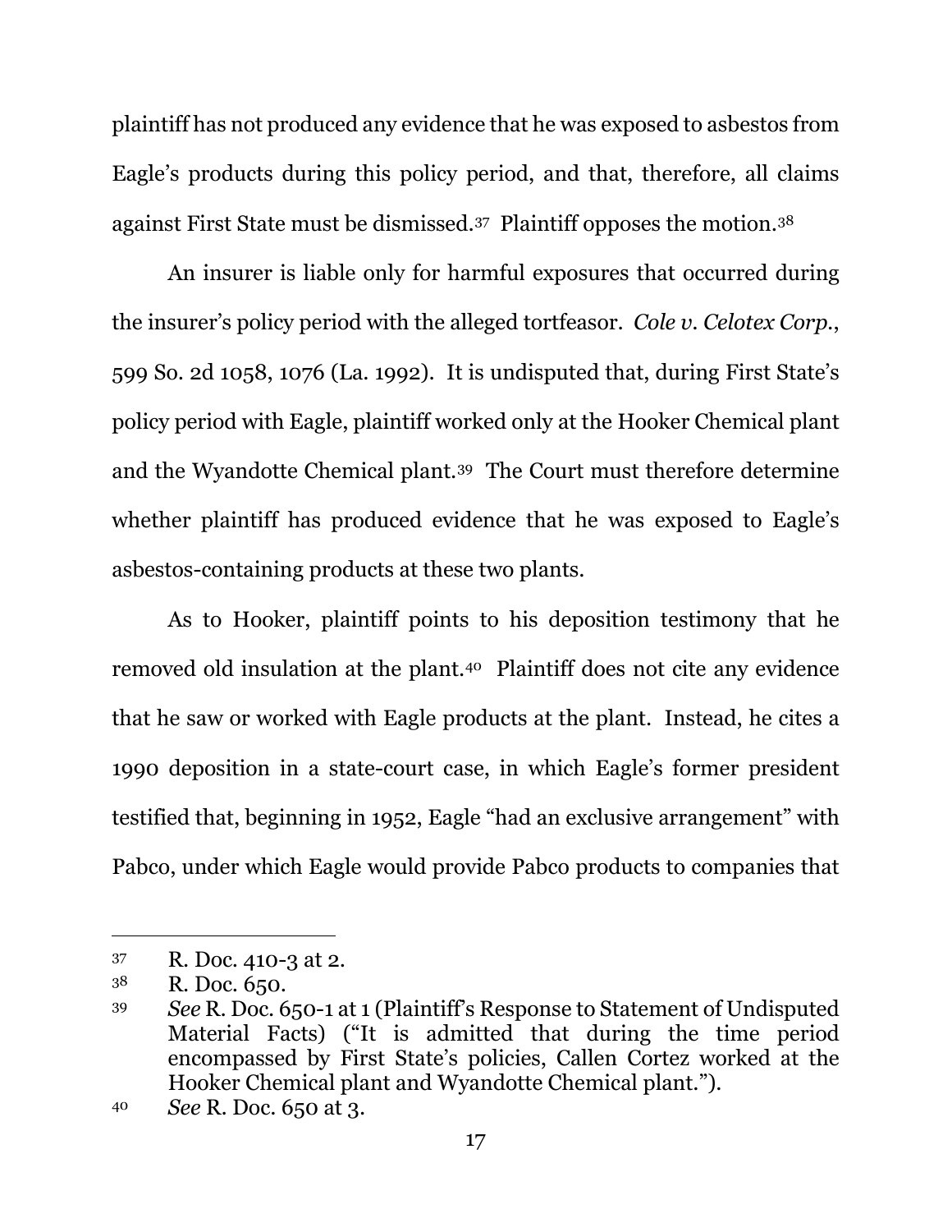plaintiff has not produced any evidence that he was exposed to asbestos from Eagle's products during this policy period, and that, therefore, all claims against First State must be dismissed.[37] Plaintiff opposes the motion.[38]

An insurer is liable only for harmful exposures that occurred during the insurer's policy period with the alleged tortfeasor. *Cole v. Celotex Corp.*, 599 So. 2d 1058, 1076 (La. 1992). It is undisputed that, during First State's policy period with Eagle, plaintiff worked only at the Hooker Chemical plant and the Wyandotte Chemical plant.[39] The Court must therefore determine whether plaintiff has produced evidence that he was exposed to Eagle's asbestos-containing products at these two plants.

As to Hooker, plaintiff points to his deposition testimony that he removed old insulation at the plant.[40] Plaintiff does not cite any evidence that he saw or worked with Eagle products at the plant. Instead, he cites a 1990 deposition in a state-court case, in which Eagle's former president testified that, beginning in 1952, Eagle "had an exclusive arrangement" with Pabco, under which Eagle would provide Pabco products to companies that

---

37 R. Doc. 410-3 at 2.

38 R. Doc. 650.

39 *See* R. Doc. 650-1 at 1 (Plaintiff's Response to Statement of Undisputed Material Facts) ("It is admitted that during the time period encompassed by First State's policies, Callen Cortez worked at the Hooker Chemical plant and Wyandotte Chemical plant.").

40 *See* R. Doc. 650 at 3.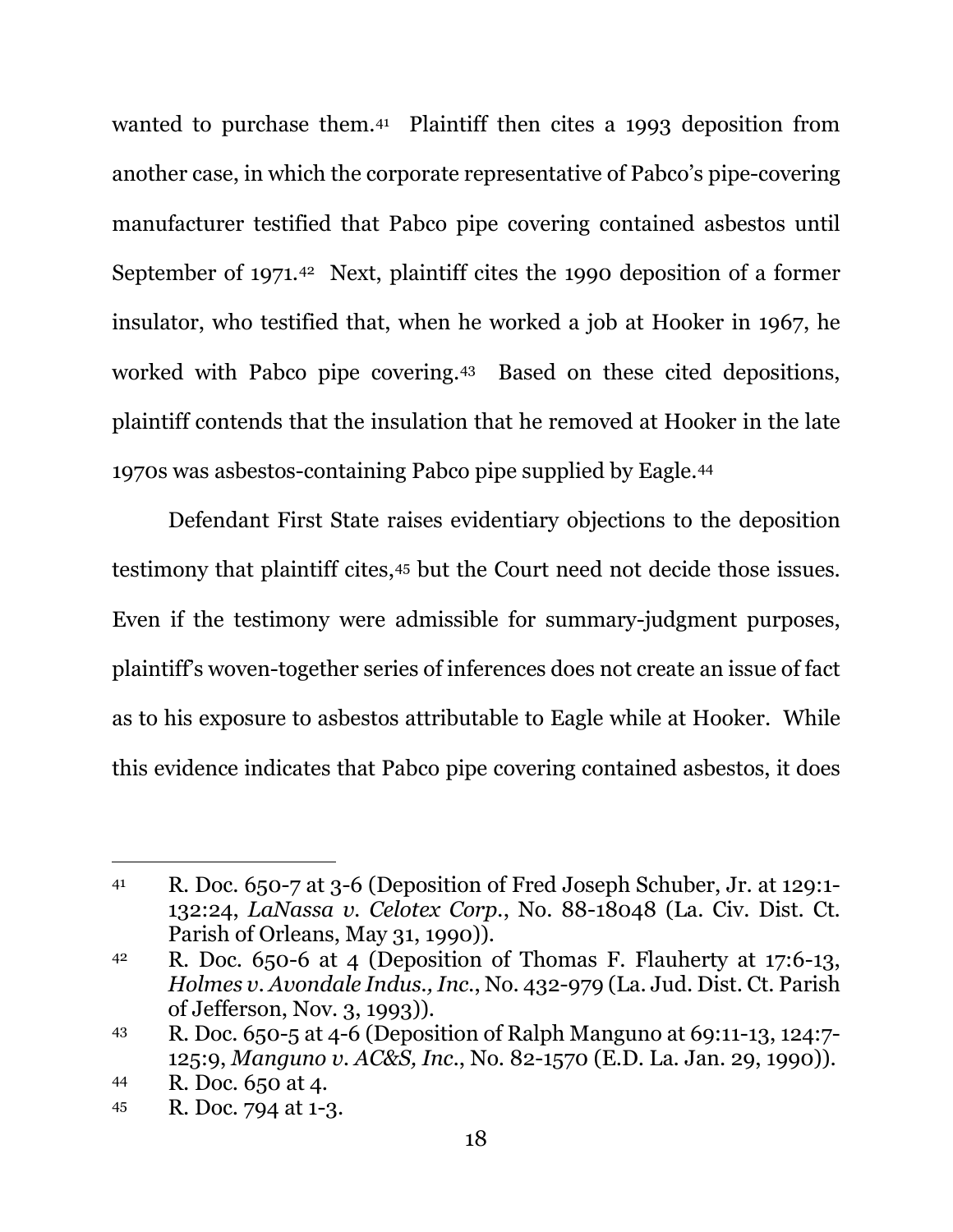wanted to purchase them.[41] Plaintiff then cites a 1993 deposition from another case, in which the corporate representative of Pabco's pipe-covering manufacturer testified that Pabco pipe covering contained asbestos until September of 1971.[42] Next, plaintiff cites the 1990 deposition of a former insulator, who testified that, when he worked a job at Hooker in 1967, he worked with Pabco pipe covering.[43] Based on these cited depositions, plaintiff contends that the insulation that he removed at Hooker in the late 1970s was asbestos-containing Pabco pipe supplied by Eagle.[44]

Defendant First State raises evidentiary objections to the deposition testimony that plaintiff cites,[45] but the Court need not decide those issues. Even if the testimony were admissible for summary-judgment purposes, plaintiff's woven-together series of inferences does not create an issue of fact as to his exposure to asbestos attributable to Eagle while at Hooker. While this evidence indicates that Pabco pipe covering contained asbestos, it does

---

[41] R. Doc. 650-7 at 3-6 (Deposition of Fred Joseph Schuber, Jr. at 129:1-132:24, *LaNassa v. Celotex Corp.*, No. 88-18048 (La. Civ. Dist. Ct. Parish of Orleans, May 31, 1990)).

[42] R. Doc. 650-6 at 4 (Deposition of Thomas F. Flauherty at 17:6-13, *Holmes v. Avondale Indus., Inc.*, No. 432-979 (La. Jud. Dist. Ct. Parish of Jefferson, Nov. 3, 1993)).

[43] R. Doc. 650-5 at 4-6 (Deposition of Ralph Manguno at 69:11-13, 124:7-125:9, *Manguno v. AC&S, Inc.*, No. 82-1570 (E.D. La. Jan. 29, 1990)).

[44] R. Doc. 650 at 4.

[45] R. Doc. 794 at 1-3.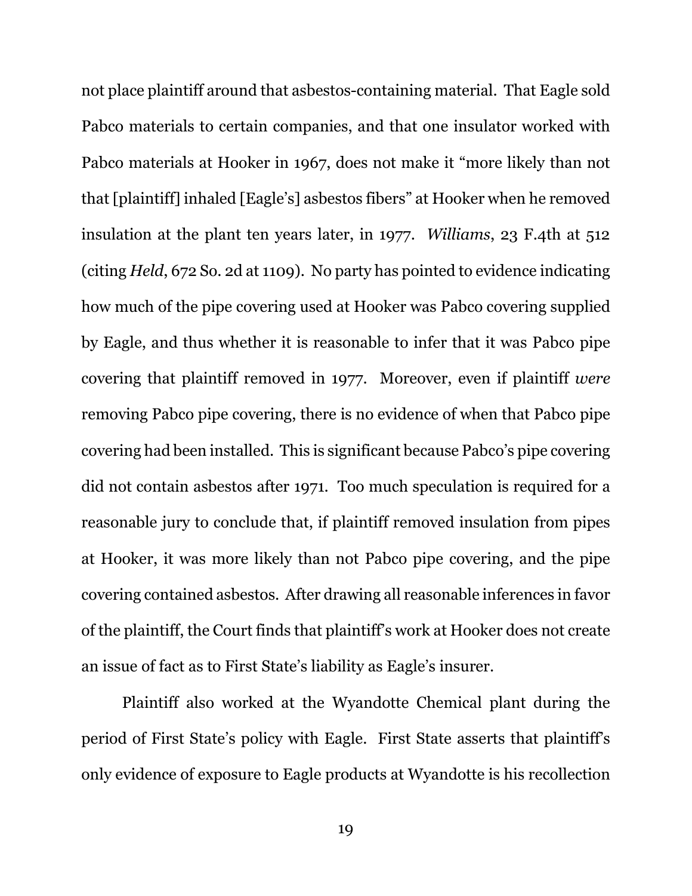not place plaintiff around that asbestos-containing material. That Eagle sold Pabco materials to certain companies, and that one insulator worked with Pabco materials at Hooker in 1967, does not make it "more likely than not that [plaintiff] inhaled [Eagle's] asbestos fibers" at Hooker when he removed insulation at the plant ten years later, in 1977. *Williams*, 23 F.4th at 512 (citing *Held*, 672 So. 2d at 1109). No party has pointed to evidence indicating how much of the pipe covering used at Hooker was Pabco covering supplied by Eagle, and thus whether it is reasonable to infer that it was Pabco pipe covering that plaintiff removed in 1977. Moreover, even if plaintiff *were* removing Pabco pipe covering, there is no evidence of when that Pabco pipe covering had been installed. This is significant because Pabco's pipe covering did not contain asbestos after 1971. Too much speculation is required for a reasonable jury to conclude that, if plaintiff removed insulation from pipes at Hooker, it was more likely than not Pabco pipe covering, and the pipe covering contained asbestos. After drawing all reasonable inferences in favor of the plaintiff, the Court finds that plaintiff's work at Hooker does not create an issue of fact as to First State's liability as Eagle's insurer.

Plaintiff also worked at the Wyandotte Chemical plant during the period of First State's policy with Eagle. First State asserts that plaintiff's only evidence of exposure to Eagle products at Wyandotte is his recollection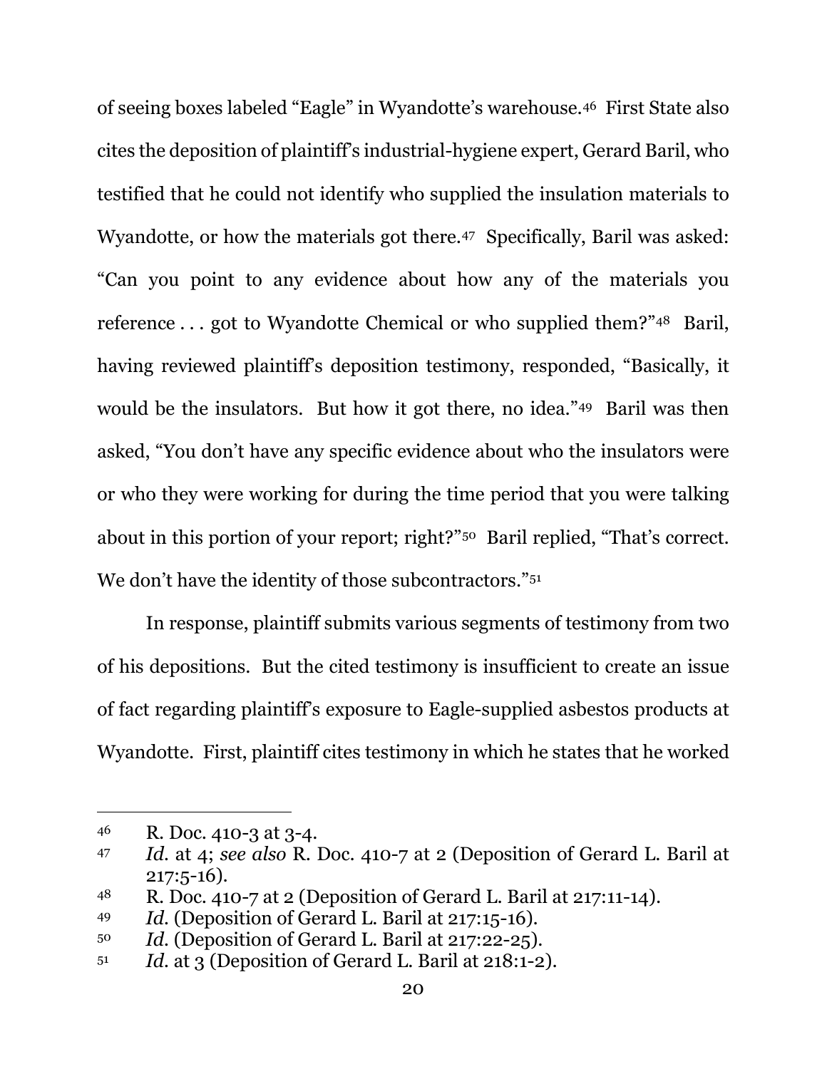of seeing boxes labeled "Eagle" in Wyandotte's warehouse.[46] First State also cites the deposition of plaintiff's industrial-hygiene expert, Gerard Baril, who testified that he could not identify who supplied the insulation materials to Wyandotte, or how the materials got there.[47] Specifically, Baril was asked: "Can you point to any evidence about how any of the materials you reference . . . got to Wyandotte Chemical or who supplied them?"[48] Baril, having reviewed plaintiff's deposition testimony, responded, "Basically, it would be the insulators. But how it got there, no idea."[49] Baril was then asked, "You don't have any specific evidence about who the insulators were or who they were working for during the time period that you were talking about in this portion of your report; right?"[50] Baril replied, "That's correct. We don't have the identity of those subcontractors."[51]

In response, plaintiff submits various segments of testimony from two of his depositions. But the cited testimony is insufficient to create an issue of fact regarding plaintiff's exposure to Eagle-supplied asbestos products at Wyandotte. First, plaintiff cites testimony in which he states that he worked

---

[46] R. Doc. 410-3 at 3-4.

[47] *Id.* at 4; *see also* R. Doc. 410-7 at 2 (Deposition of Gerard L. Baril at 217:5-16).

[48] R. Doc. 410-7 at 2 (Deposition of Gerard L. Baril at 217:11-14).

[49] *Id.* (Deposition of Gerard L. Baril at 217:15-16).

[50] *Id.* (Deposition of Gerard L. Baril at 217:22-25).

[51] *Id.* at 3 (Deposition of Gerard L. Baril at 218:1-2).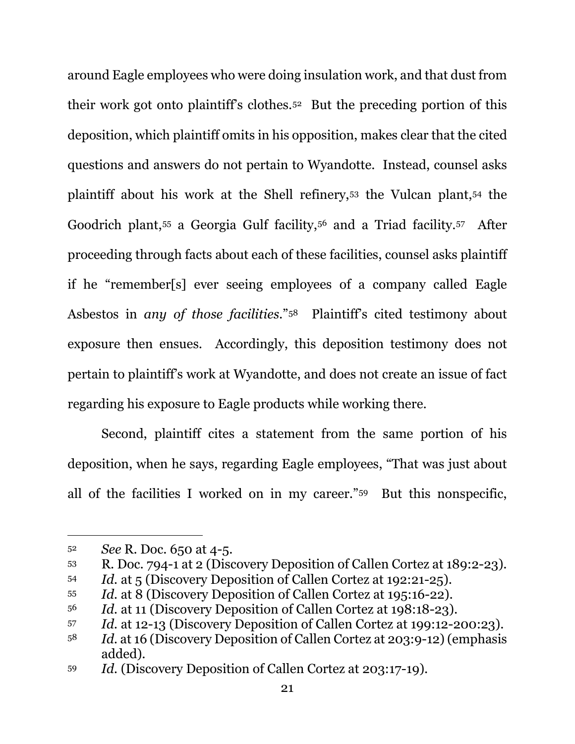around Eagle employees who were doing insulation work, and that dust from their work got onto plaintiff's clothes.[52] But the preceding portion of this deposition, which plaintiff omits in his opposition, makes clear that the cited questions and answers do not pertain to Wyandotte. Instead, counsel asks plaintiff about his work at the Shell refinery,[53] the Vulcan plant,[54] the Goodrich plant,[55] a Georgia Gulf facility,[56] and a Triad facility.[57] After proceeding through facts about each of these facilities, counsel asks plaintiff if he "remember[s] ever seeing employees of a company called Eagle Asbestos in *any of those facilities*."[58] Plaintiff's cited testimony about exposure then ensues. Accordingly, this deposition testimony does not pertain to plaintiff's work at Wyandotte, and does not create an issue of fact regarding his exposure to Eagle products while working there.

Second, plaintiff cites a statement from the same portion of his deposition, when he says, regarding Eagle employees, "That was just about all of the facilities I worked on in my career."[59] But this nonspecific,

---

[52] *See* R. Doc. 650 at 4-5.

[53] R. Doc. 794-1 at 2 (Discovery Deposition of Callen Cortez at 189:2-23).

[54] *Id.* at 5 (Discovery Deposition of Callen Cortez at 192:21-25).

[55] *Id.* at 8 (Discovery Deposition of Callen Cortez at 195:16-22).

[56] *Id.* at 11 (Discovery Deposition of Callen Cortez at 198:18-23).

[57] *Id.* at 12-13 (Discovery Deposition of Callen Cortez at 199:12-200:23).

[58] *Id.* at 16 (Discovery Deposition of Callen Cortez at 203:9-12) (emphasis added).

[59] *Id.* (Discovery Deposition of Callen Cortez at 203:17-19).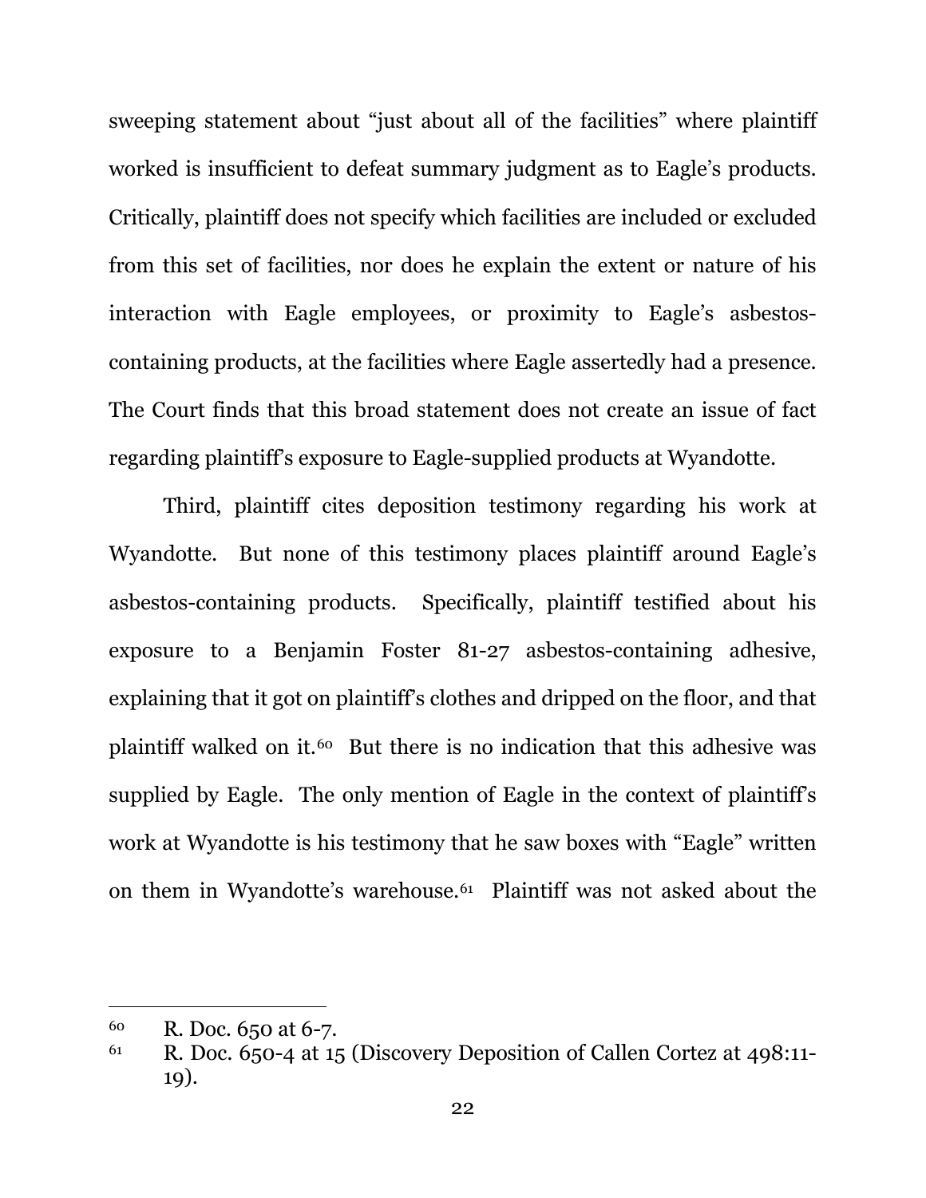sweeping statement about "just about all of the facilities" where plaintiff worked is insufficient to defeat summary judgment as to Eagle's products. Critically, plaintiff does not specify which facilities are included or excluded from this set of facilities, nor does he explain the extent or nature of his interaction with Eagle employees, or proximity to Eagle's asbestos-containing products, at the facilities where Eagle assertedly had a presence. The Court finds that this broad statement does not create an issue of fact regarding plaintiff's exposure to Eagle-supplied products at Wyandotte.

Third, plaintiff cites deposition testimony regarding his work at Wyandotte. But none of this testimony places plaintiff around Eagle's asbestos-containing products. Specifically, plaintiff testified about his exposure to a Benjamin Foster 81-27 asbestos-containing adhesive, explaining that it got on plaintiff's clothes and dripped on the floor, and that plaintiff walked on it.[60] But there is no indication that this adhesive was supplied by Eagle. The only mention of Eagle in the context of plaintiff's work at Wyandotte is his testimony that he saw boxes with "Eagle" written on them in Wyandotte's warehouse.[61] Plaintiff was not asked about the

---

[60] R. Doc. 650 at 6-7.

[61] R. Doc. 650-4 at 15 (Discovery Deposition of Callen Cortez at 498:11-19).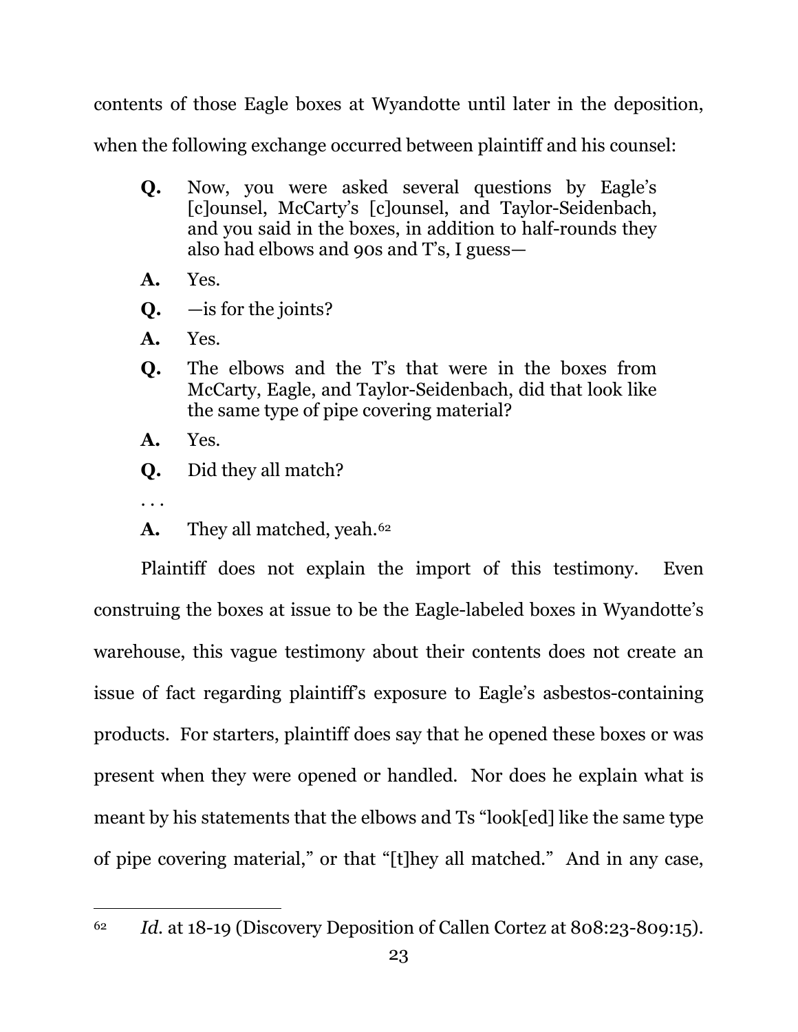contents of those Eagle boxes at Wyandotte until later in the deposition, when the following exchange occurred between plaintiff and his counsel:

> **Q.** Now, you were asked several questions by Eagle's [c]ounsel, McCarty's [c]ounsel, and Taylor-Seidenbach, and you said in the boxes, in addition to half-rounds they also had elbows and 90s and T's, I guess—
>
> **A.** Yes.
>
> **Q.** —is for the joints?
>
> **A.** Yes.
>
> **Q.** The elbows and the T's that were in the boxes from McCarty, Eagle, and Taylor-Seidenbach, did that look like the same type of pipe covering material?
>
> **A.** Yes.
>
> **Q.** Did they all match?
>
> . . .
>
> **A.** They all matched, yeah.[62]

Plaintiff does not explain the import of this testimony. Even construing the boxes at issue to be the Eagle-labeled boxes in Wyandotte's warehouse, this vague testimony about their contents does not create an issue of fact regarding plaintiff's exposure to Eagle's asbestos-containing products. For starters, plaintiff does say that he opened these boxes or was present when they were opened or handled. Nor does he explain what is meant by his statements that the elbows and Ts "look[ed] like the same type of pipe covering material," or that "[t]hey all matched." And in any case,

---

[62] *Id.* at 18-19 (Discovery Deposition of Callen Cortez at 808:23-809:15).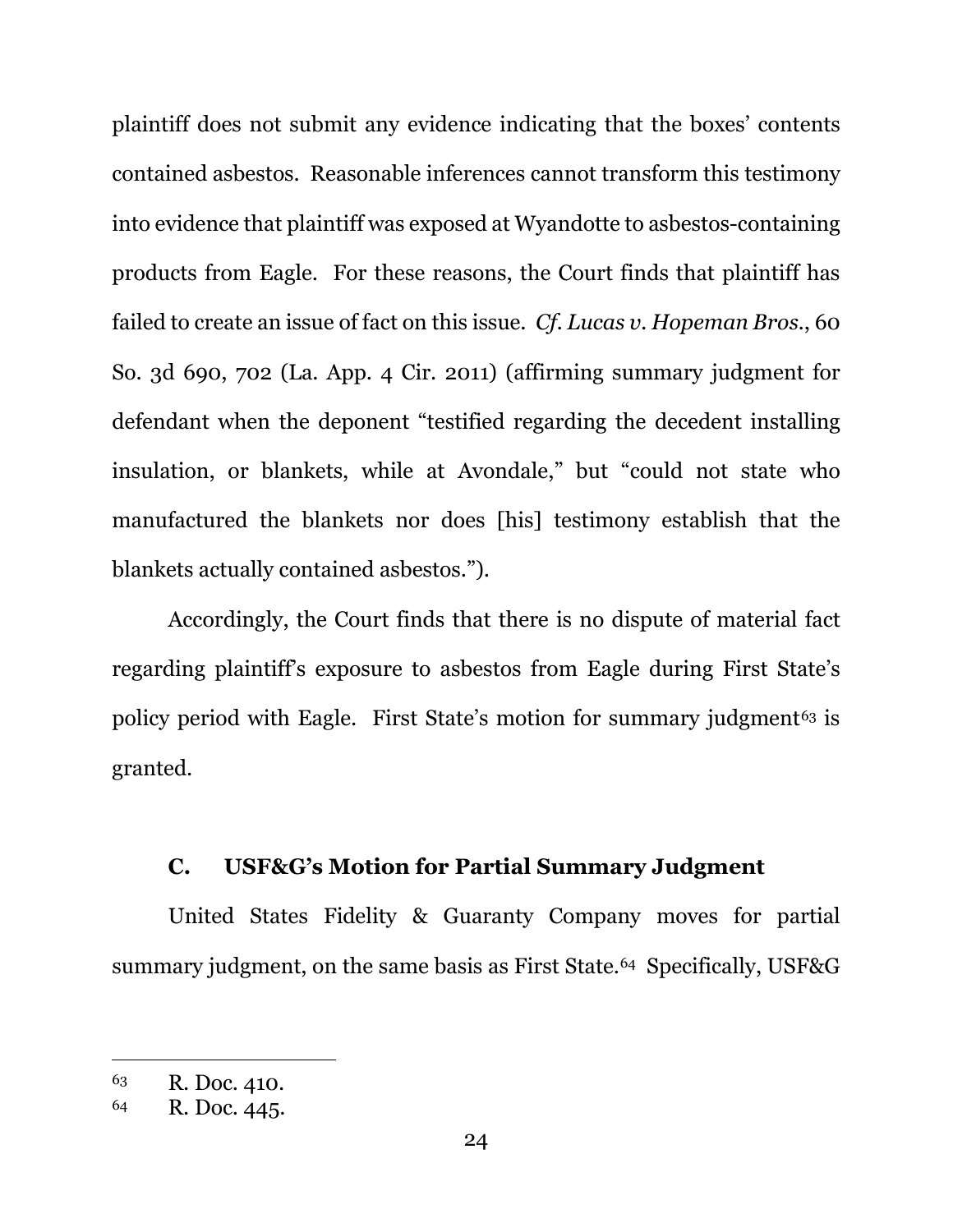plaintiff does not submit any evidence indicating that the boxes' contents contained asbestos. Reasonable inferences cannot transform this testimony into evidence that plaintiff was exposed at Wyandotte to asbestos-containing products from Eagle. For these reasons, the Court finds that plaintiff has failed to create an issue of fact on this issue. *Cf. Lucas v. Hopeman Bros.*, 60 So. 3d 690, 702 (La. App. 4 Cir. 2011) (affirming summary judgment for defendant when the deponent "testified regarding the decedent installing insulation, or blankets, while at Avondale," but "could not state who manufactured the blankets nor does [his] testimony establish that the blankets actually contained asbestos.").

Accordingly, the Court finds that there is no dispute of material fact regarding plaintiff's exposure to asbestos from Eagle during First State's policy period with Eagle. First State's motion for summary judgment[63] is granted.

### C. USF&G's Motion for Partial Summary Judgment

United States Fidelity & Guaranty Company moves for partial summary judgment, on the same basis as First State.[64] Specifically, USF&G

---

[63] R. Doc. 410.

[64] R. Doc. 445.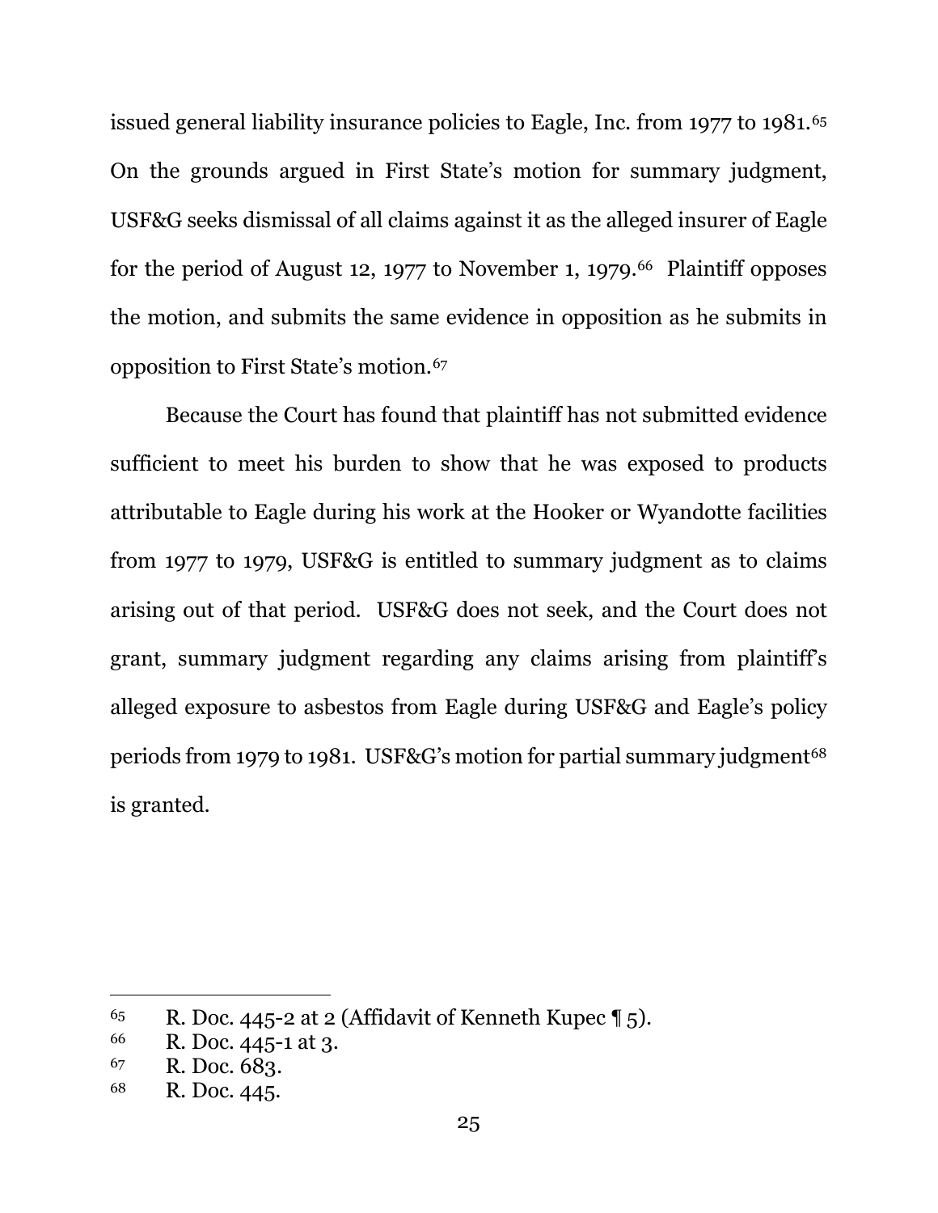issued general liability insurance policies to Eagle, Inc. from 1977 to 1981.[65] On the grounds argued in First State's motion for summary judgment, USF&G seeks dismissal of all claims against it as the alleged insurer of Eagle for the period of August 12, 1977 to November 1, 1979.[66] Plaintiff opposes the motion, and submits the same evidence in opposition as he submits in opposition to First State's motion.[67]

Because the Court has found that plaintiff has not submitted evidence sufficient to meet his burden to show that he was exposed to products attributable to Eagle during his work at the Hooker or Wyandotte facilities from 1977 to 1979, USF&G is entitled to summary judgment as to claims arising out of that period. USF&G does not seek, and the Court does not grant, summary judgment regarding any claims arising from plaintiff's alleged exposure to asbestos from Eagle during USF&G and Eagle's policy periods from 1979 to 1981. USF&G's motion for partial summary judgment[68] is granted.

---

[65] R. Doc. 445-2 at 2 (Affidavit of Kenneth Kupec ¶ 5).

[66] R. Doc. 445-1 at 3.

[67] R. Doc. 683.

[68] R. Doc. 445.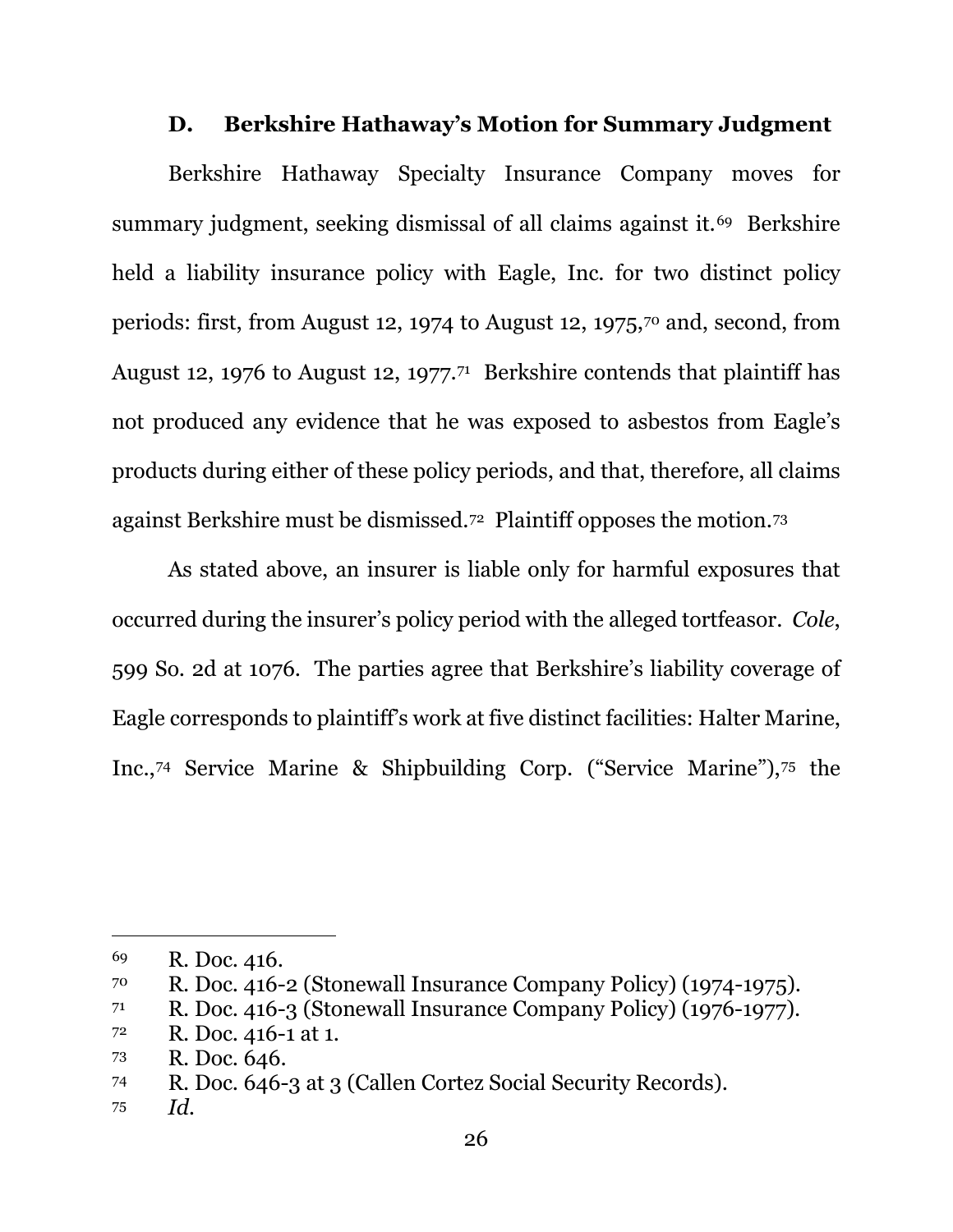### D. Berkshire Hathaway's Motion for Summary Judgment

Berkshire Hathaway Specialty Insurance Company moves for summary judgment, seeking dismissal of all claims against it.[69] Berkshire held a liability insurance policy with Eagle, Inc. for two distinct policy periods: first, from August 12, 1974 to August 12, 1975,[70] and, second, from August 12, 1976 to August 12, 1977.[71] Berkshire contends that plaintiff has not produced any evidence that he was exposed to asbestos from Eagle's products during either of these policy periods, and that, therefore, all claims against Berkshire must be dismissed.[72] Plaintiff opposes the motion.[73]

As stated above, an insurer is liable only for harmful exposures that occurred during the insurer's policy period with the alleged tortfeasor. *Cole*, 599 So. 2d at 1076. The parties agree that Berkshire's liability coverage of Eagle corresponds to plaintiff's work at five distinct facilities: Halter Marine, Inc.,[74] Service Marine & Shipbuilding Corp. ("Service Marine"),[75] the

---

[69] R. Doc. 416.

[70] R. Doc. 416-2 (Stonewall Insurance Company Policy) (1974-1975).

[71] R. Doc. 416-3 (Stonewall Insurance Company Policy) (1976-1977).

[72] R. Doc. 416-1 at 1.

[73] R. Doc. 646.

[74] R. Doc. 646-3 at 3 (Callen Cortez Social Security Records).

[75] *Id.*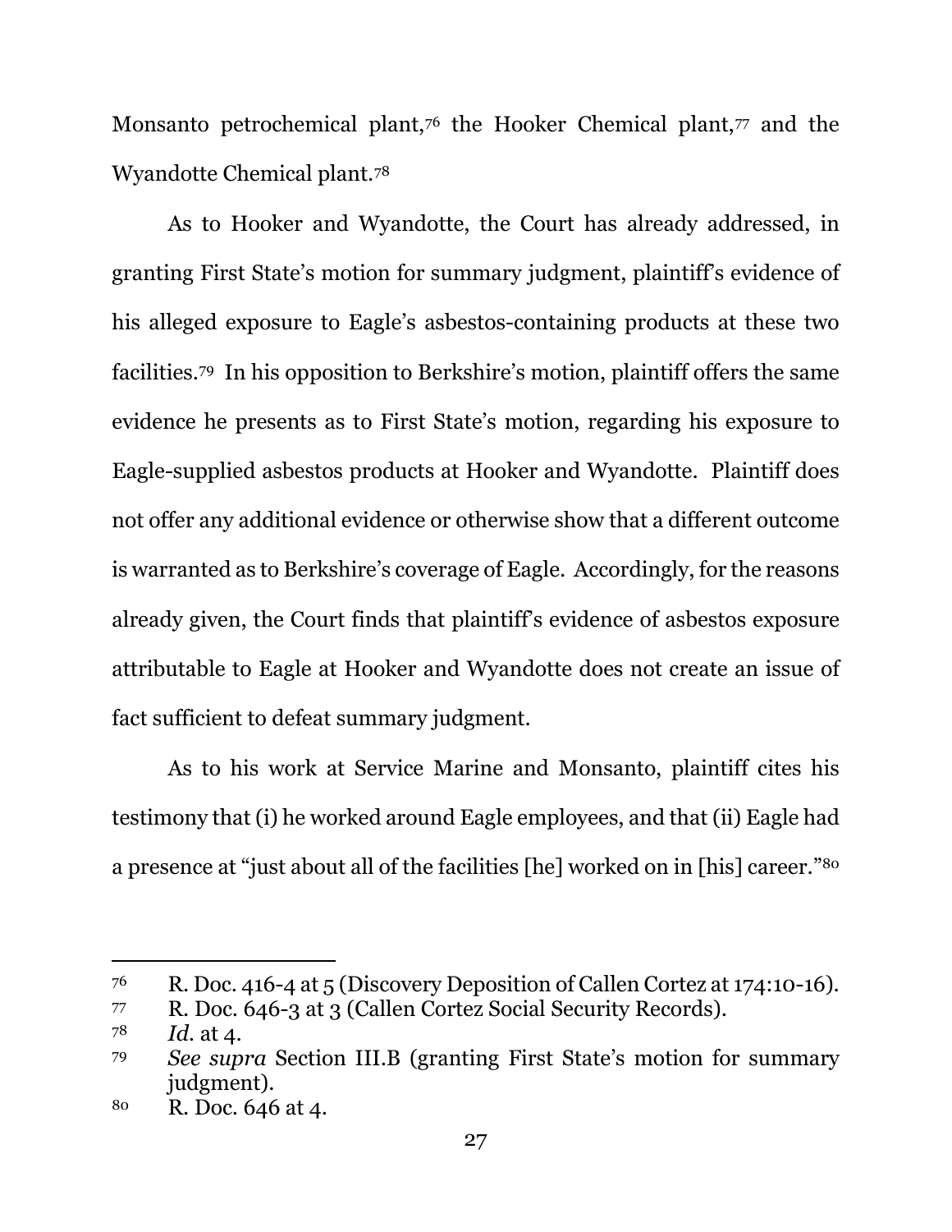Monsanto petrochemical plant,[76] the Hooker Chemical plant,[77] and the Wyandotte Chemical plant.[78]

As to Hooker and Wyandotte, the Court has already addressed, in granting First State's motion for summary judgment, plaintiff's evidence of his alleged exposure to Eagle's asbestos-containing products at these two facilities.[79] In his opposition to Berkshire's motion, plaintiff offers the same evidence he presents as to First State's motion, regarding his exposure to Eagle-supplied asbestos products at Hooker and Wyandotte. Plaintiff does not offer any additional evidence or otherwise show that a different outcome is warranted as to Berkshire's coverage of Eagle. Accordingly, for the reasons already given, the Court finds that plaintiff's evidence of asbestos exposure attributable to Eagle at Hooker and Wyandotte does not create an issue of fact sufficient to defeat summary judgment.

As to his work at Service Marine and Monsanto, plaintiff cites his testimony that (i) he worked around Eagle employees, and that (ii) Eagle had a presence at "just about all of the facilities [he] worked on in [his] career."[80]

---

[76] R. Doc. 416-4 at 5 (Discovery Deposition of Callen Cortez at 174:10-16).

[77] R. Doc. 646-3 at 3 (Callen Cortez Social Security Records).

[78] *Id.* at 4.

[79] *See supra* Section III.B (granting First State's motion for summary judgment).

[80] R. Doc. 646 at 4.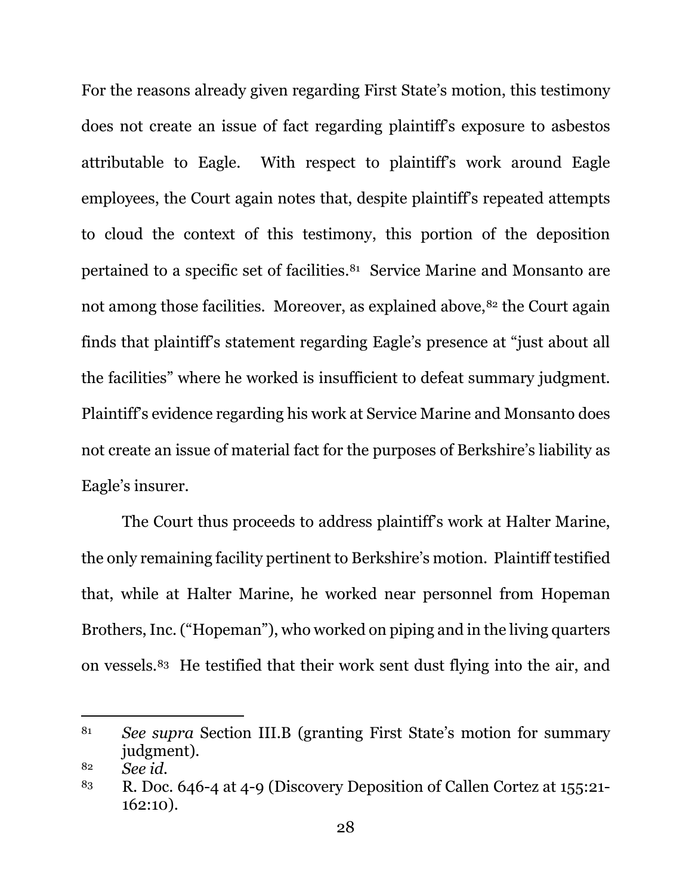For the reasons already given regarding First State's motion, this testimony does not create an issue of fact regarding plaintiff's exposure to asbestos attributable to Eagle. With respect to plaintiff's work around Eagle employees, the Court again notes that, despite plaintiff's repeated attempts to cloud the context of this testimony, this portion of the deposition pertained to a specific set of facilities.[81] Service Marine and Monsanto are not among those facilities. Moreover, as explained above,[82] the Court again finds that plaintiff's statement regarding Eagle's presence at "just about all the facilities" where he worked is insufficient to defeat summary judgment. Plaintiff's evidence regarding his work at Service Marine and Monsanto does not create an issue of material fact for the purposes of Berkshire's liability as Eagle's insurer.

The Court thus proceeds to address plaintiff's work at Halter Marine, the only remaining facility pertinent to Berkshire's motion. Plaintiff testified that, while at Halter Marine, he worked near personnel from Hopeman Brothers, Inc. ("Hopeman"), who worked on piping and in the living quarters on vessels.[83] He testified that their work sent dust flying into the air, and

---

[81] *See supra* Section III.B (granting First State's motion for summary judgment).

[82] *See id.*

[83] R. Doc. 646-4 at 4-9 (Discovery Deposition of Callen Cortez at 155:21-162:10).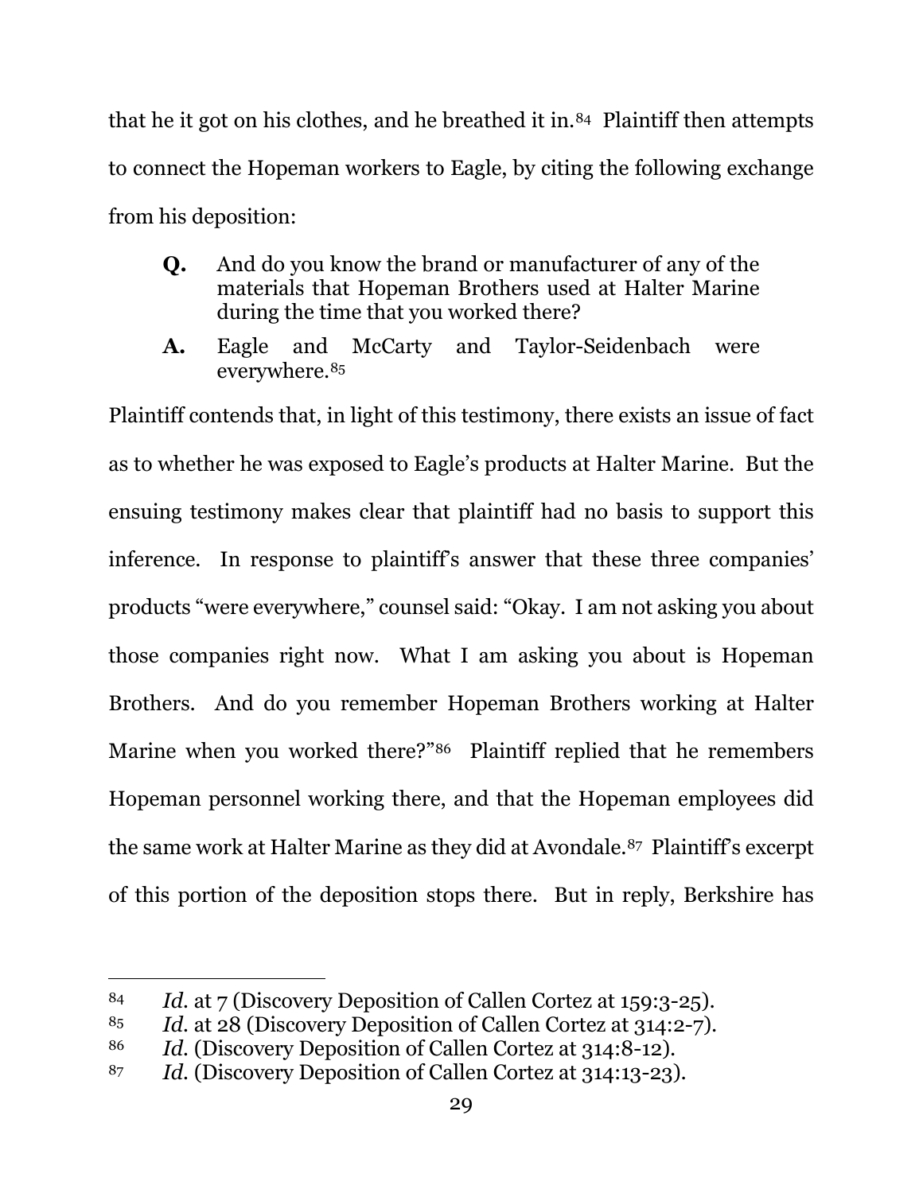that he it got on his clothes, and he breathed it in.[84] Plaintiff then attempts to connect the Hopeman workers to Eagle, by citing the following exchange from his deposition:

> **Q.** And do you know the brand or manufacturer of any of the materials that Hopeman Brothers used at Halter Marine during the time that you worked there?
>
> **A.** Eagle and McCarty and Taylor-Seidenbach were everywhere.[85]

Plaintiff contends that, in light of this testimony, there exists an issue of fact as to whether he was exposed to Eagle's products at Halter Marine. But the ensuing testimony makes clear that plaintiff had no basis to support this inference. In response to plaintiff's answer that these three companies' products "were everywhere," counsel said: "Okay. I am not asking you about those companies right now. What I am asking you about is Hopeman Brothers. And do you remember Hopeman Brothers working at Halter Marine when you worked there?"[86] Plaintiff replied that he remembers Hopeman personnel working there, and that the Hopeman employees did the same work at Halter Marine as they did at Avondale.[87] Plaintiff's excerpt of this portion of the deposition stops there. But in reply, Berkshire has

---

[84] *Id.* at 7 (Discovery Deposition of Callen Cortez at 159:3-25).

[85] *Id.* at 28 (Discovery Deposition of Callen Cortez at 314:2-7).

[86] *Id.* (Discovery Deposition of Callen Cortez at 314:8-12).

[87] *Id.* (Discovery Deposition of Callen Cortez at 314:13-23).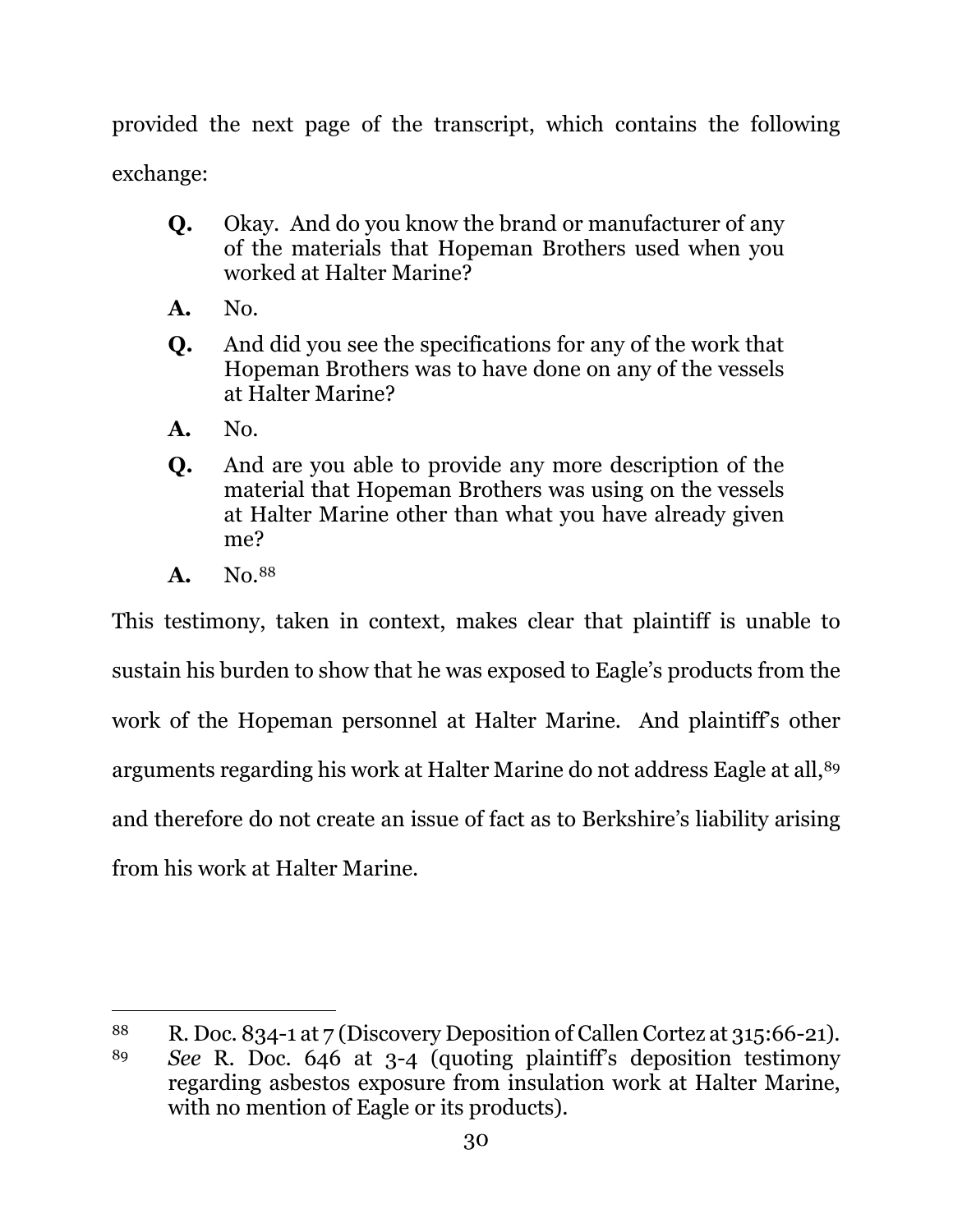provided the next page of the transcript, which contains the following exchange:

> **Q.** Okay. And do you know the brand or manufacturer of any of the materials that Hopeman Brothers used when you worked at Halter Marine?
>
> **A.** No.
>
> **Q.** And did you see the specifications for any of the work that Hopeman Brothers was to have done on any of the vessels at Halter Marine?
>
> **A.** No.
>
> **Q.** And are you able to provide any more description of the material that Hopeman Brothers was using on the vessels at Halter Marine other than what you have already given me?
>
> **A.** No.[88]

This testimony, taken in context, makes clear that plaintiff is unable to sustain his burden to show that he was exposed to Eagle's products from the work of the Hopeman personnel at Halter Marine. And plaintiff's other arguments regarding his work at Halter Marine do not address Eagle at all,[89] and therefore do not create an issue of fact as to Berkshire's liability arising from his work at Halter Marine.

---

[88] R. Doc. 834-1 at 7 (Discovery Deposition of Callen Cortez at 315:66-21).

[89] *See* R. Doc. 646 at 3-4 (quoting plaintiff's deposition testimony regarding asbestos exposure from insulation work at Halter Marine, with no mention of Eagle or its products).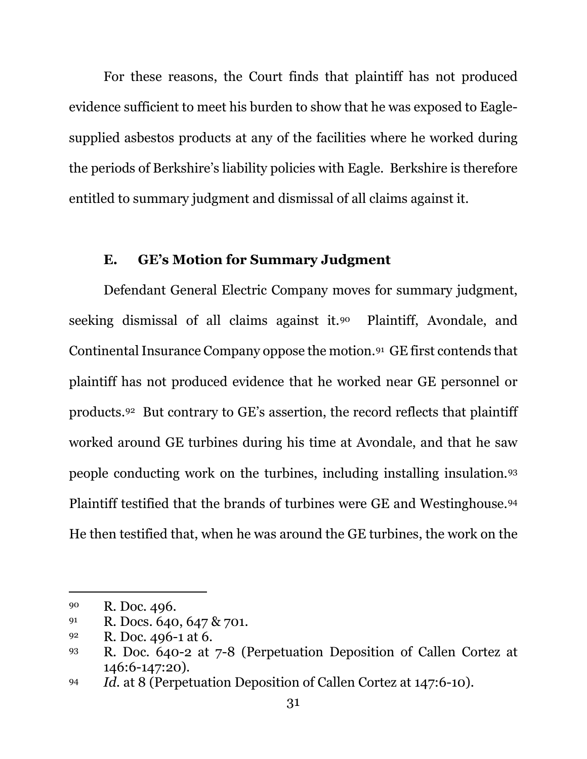For these reasons, the Court finds that plaintiff has not produced evidence sufficient to meet his burden to show that he was exposed to Eagle-supplied asbestos products at any of the facilities where he worked during the periods of Berkshire's liability policies with Eagle. Berkshire is therefore entitled to summary judgment and dismissal of all claims against it.

### E. GE's Motion for Summary Judgment

Defendant General Electric Company moves for summary judgment, seeking dismissal of all claims against it.[90] Plaintiff, Avondale, and Continental Insurance Company oppose the motion.[91] GE first contends that plaintiff has not produced evidence that he worked near GE personnel or products.[92] But contrary to GE's assertion, the record reflects that plaintiff worked around GE turbines during his time at Avondale, and that he saw people conducting work on the turbines, including installing insulation.[93] Plaintiff testified that the brands of turbines were GE and Westinghouse.[94] He then testified that, when he was around the GE turbines, the work on the

---

[90] R. Doc. 496.

[91] R. Docs. 640, 647 & 701.

[92] R. Doc. 496-1 at 6.

[93] R. Doc. 640-2 at 7-8 (Perpetuation Deposition of Callen Cortez at 146:6-147:20).

[94] *Id.* at 8 (Perpetuation Deposition of Callen Cortez at 147:6-10).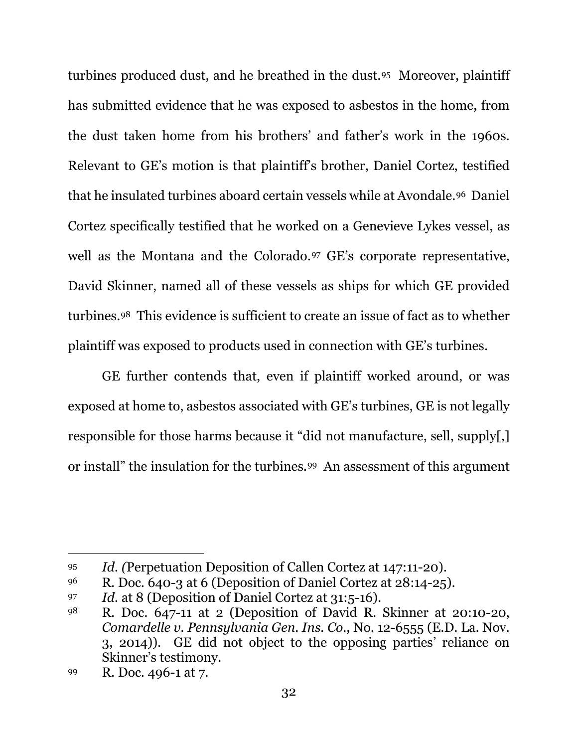turbines produced dust, and he breathed in the dust.[95] Moreover, plaintiff has submitted evidence that he was exposed to asbestos in the home, from the dust taken home from his brothers' and father's work in the 1960s. Relevant to GE's motion is that plaintiff's brother, Daniel Cortez, testified that he insulated turbines aboard certain vessels while at Avondale.[96] Daniel Cortez specifically testified that he worked on a Genevieve Lykes vessel, as well as the Montana and the Colorado.[97] GE's corporate representative, David Skinner, named all of these vessels as ships for which GE provided turbines.[98] This evidence is sufficient to create an issue of fact as to whether plaintiff was exposed to products used in connection with GE's turbines.

GE further contends that, even if plaintiff worked around, or was exposed at home to, asbestos associated with GE's turbines, GE is not legally responsible for those harms because it "did not manufacture, sell, supply[,] or install" the insulation for the turbines.[99] An assessment of this argument

---

95 *Id. (*Perpetuation Deposition of Callen Cortez at 147:11-20).

96 R. Doc. 640-3 at 6 (Deposition of Daniel Cortez at 28:14-25).

97 *Id.* at 8 (Deposition of Daniel Cortez at 31:5-16).

98 R. Doc. 647-11 at 2 (Deposition of David R. Skinner at 20:10-20, *Comardelle v. Pennsylvania Gen. Ins. Co.*, No. 12-6555 (E.D. La. Nov. 3, 2014)). GE did not object to the opposing parties' reliance on Skinner's testimony.

99 R. Doc. 496-1 at 7.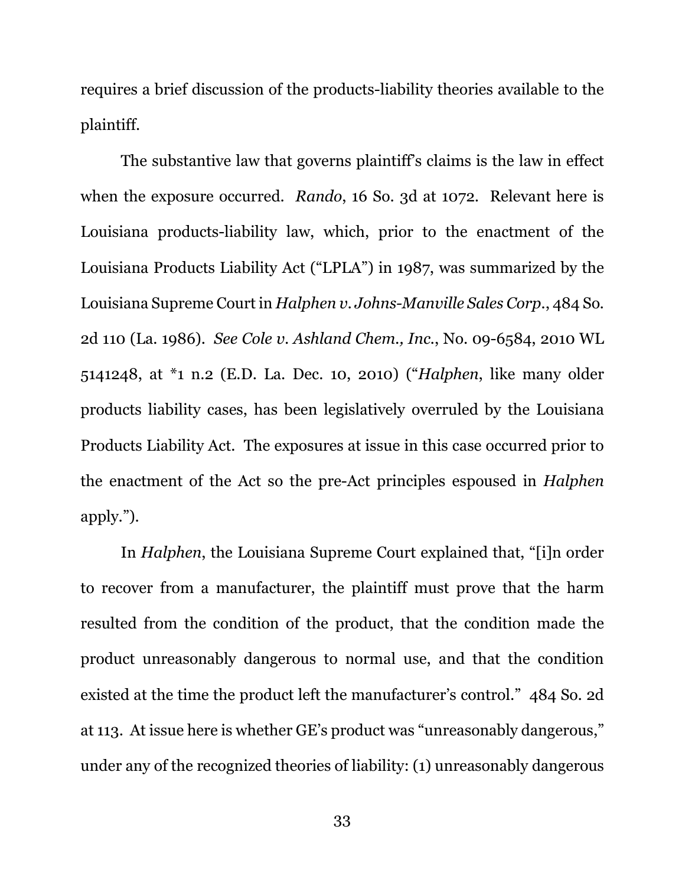requires a brief discussion of the products-liability theories available to the plaintiff.

The substantive law that governs plaintiff's claims is the law in effect when the exposure occurred. *Rando*, 16 So. 3d at 1072. Relevant here is Louisiana products-liability law, which, prior to the enactment of the Louisiana Products Liability Act ("LPLA") in 1987, was summarized by the Louisiana Supreme Court in *Halphen v. Johns-Manville Sales Corp.*, 484 So. 2d 110 (La. 1986). *See Cole v. Ashland Chem., Inc.*, No. 09-6584, 2010 WL 5141248, at *1 n.2 (E.D. La. Dec. 10, 2010) ("*Halphen*, like many older products liability cases, has been legislatively overruled by the Louisiana Products Liability Act. The exposures at issue in this case occurred prior to the enactment of the Act so the pre-Act principles espoused in *Halphen* apply.").

In *Halphen*, the Louisiana Supreme Court explained that, "[i]n order to recover from a manufacturer, the plaintiff must prove that the harm resulted from the condition of the product, that the condition made the product unreasonably dangerous to normal use, and that the condition existed at the time the product left the manufacturer's control." 484 So. 2d at 113. At issue here is whether GE's product was "unreasonably dangerous," under any of the recognized theories of liability: (1) unreasonably dangerous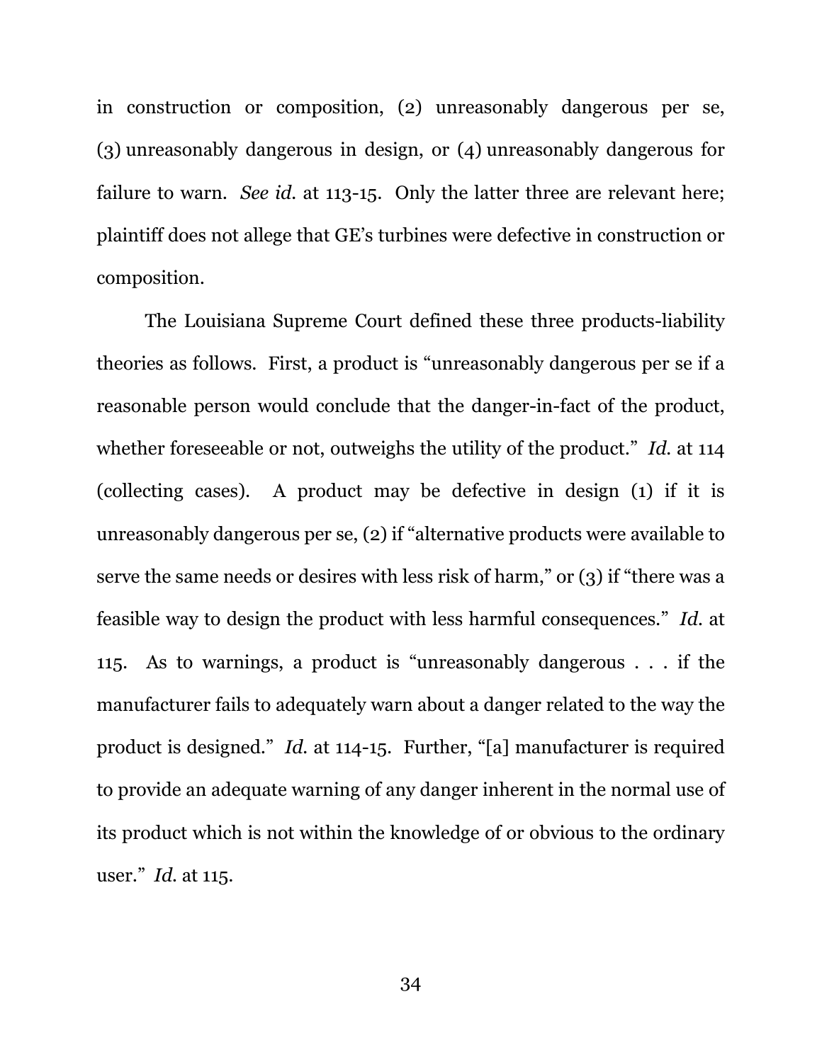in construction or composition, (2) unreasonably dangerous per se, (3) unreasonably dangerous in design, or (4) unreasonably dangerous for failure to warn. *See id.* at 113-15. Only the latter three are relevant here; plaintiff does not allege that GE's turbines were defective in construction or composition.

The Louisiana Supreme Court defined these three products-liability theories as follows. First, a product is "unreasonably dangerous per se if a reasonable person would conclude that the danger-in-fact of the product, whether foreseeable or not, outweighs the utility of the product." *Id.* at 114 (collecting cases). A product may be defective in design (1) if it is unreasonably dangerous per se, (2) if "alternative products were available to serve the same needs or desires with less risk of harm," or (3) if "there was a feasible way to design the product with less harmful consequences." *Id.* at 115. As to warnings, a product is "unreasonably dangerous . . . if the manufacturer fails to adequately warn about a danger related to the way the product is designed." *Id.* at 114-15. Further, "[a] manufacturer is required to provide an adequate warning of any danger inherent in the normal use of its product which is not within the knowledge of or obvious to the ordinary user." *Id.* at 115.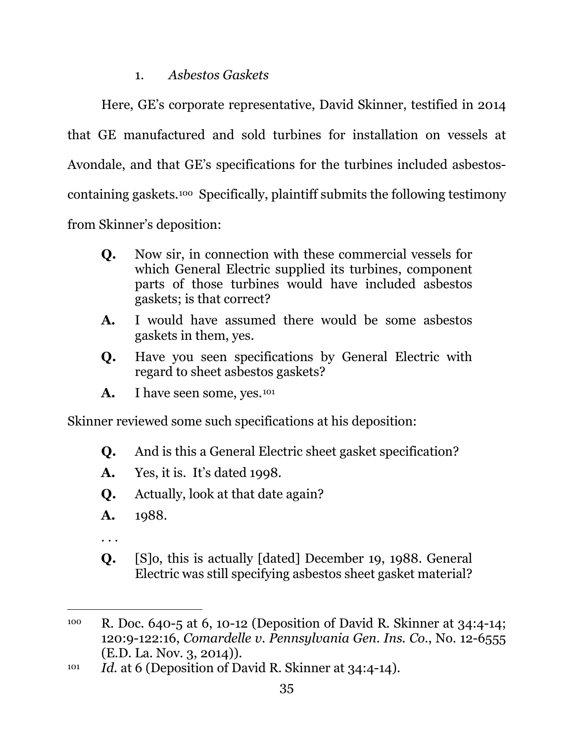1. *Asbestos Gaskets*

Here, GE's corporate representative, David Skinner, testified in 2014 that GE manufactured and sold turbines for installation on vessels at Avondale, and that GE's specifications for the turbines included asbestos-containing gaskets.[100] Specifically, plaintiff submits the following testimony from Skinner's deposition:

> **Q.** Now sir, in connection with these commercial vessels for which General Electric supplied its turbines, component parts of those turbines would have included asbestos gaskets; is that correct?
>
> **A.** I would have assumed there would be some asbestos gaskets in them, yes.
>
> **Q.** Have you seen specifications by General Electric with regard to sheet asbestos gaskets?
>
> **A.** I have seen some, yes.[101]

Skinner reviewed some such specifications at his deposition:

> **Q.** And is this a General Electric sheet gasket specification?
>
> **A.** Yes, it is. It's dated 1998.
>
> **Q.** Actually, look at that date again?
>
> **A.** 1988.
>
> . . .
>
> **Q.** [S]o, this is actually [dated] December 19, 1988. General Electric was still specifying asbestos sheet gasket material?

---

[100] R. Doc. 640-5 at 6, 10-12 (Deposition of David R. Skinner at 34:4-14; 120:9-122:16, *Comardelle v. Pennsylvania Gen. Ins. Co.*, No. 12-6555 (E.D. La. Nov. 3, 2014)).

[101] *Id.* at 6 (Deposition of David R. Skinner at 34:4-14).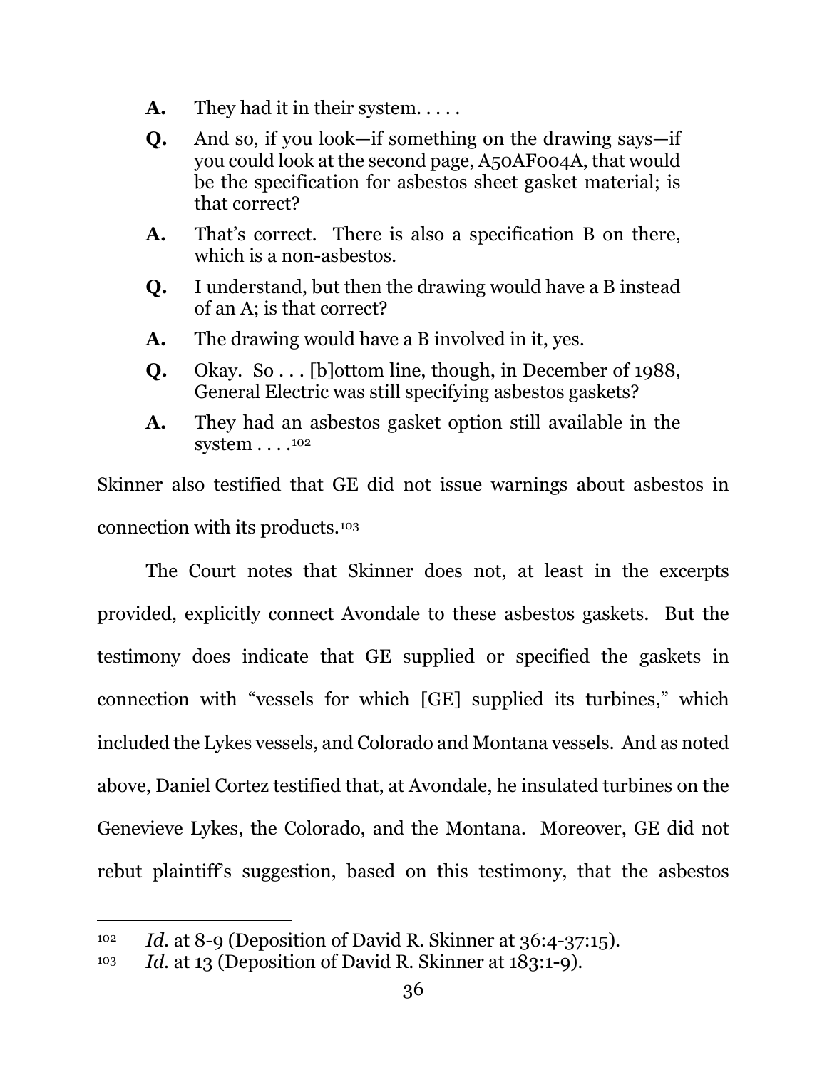**A.** They had it in their system. . . . .

**Q.** And so, if you look—if something on the drawing says—if you could look at the second page, A50AF004A, that would be the specification for asbestos sheet gasket material; is that correct?

**A.** That's correct. There is also a specification B on there, which is a non-asbestos.

**Q.** I understand, but then the drawing would have a B instead of an A; is that correct?

**A.** The drawing would have a B involved in it, yes.

**Q.** Okay. So . . . [b]ottom line, though, in December of 1988, General Electric was still specifying asbestos gaskets?

**A.** They had an asbestos gasket option still available in the system . . . .[102]

Skinner also testified that GE did not issue warnings about asbestos in connection with its products.[103]

The Court notes that Skinner does not, at least in the excerpts provided, explicitly connect Avondale to these asbestos gaskets. But the testimony does indicate that GE supplied or specified the gaskets in connection with "vessels for which [GE] supplied its turbines," which included the Lykes vessels, and Colorado and Montana vessels. And as noted above, Daniel Cortez testified that, at Avondale, he insulated turbines on the Genevieve Lykes, the Colorado, and the Montana. Moreover, GE did not rebut plaintiff's suggestion, based on this testimony, that the asbestos

---

[102] *Id.* at 8-9 (Deposition of David R. Skinner at 36:4-37:15).

[103] *Id.* at 13 (Deposition of David R. Skinner at 183:1-9).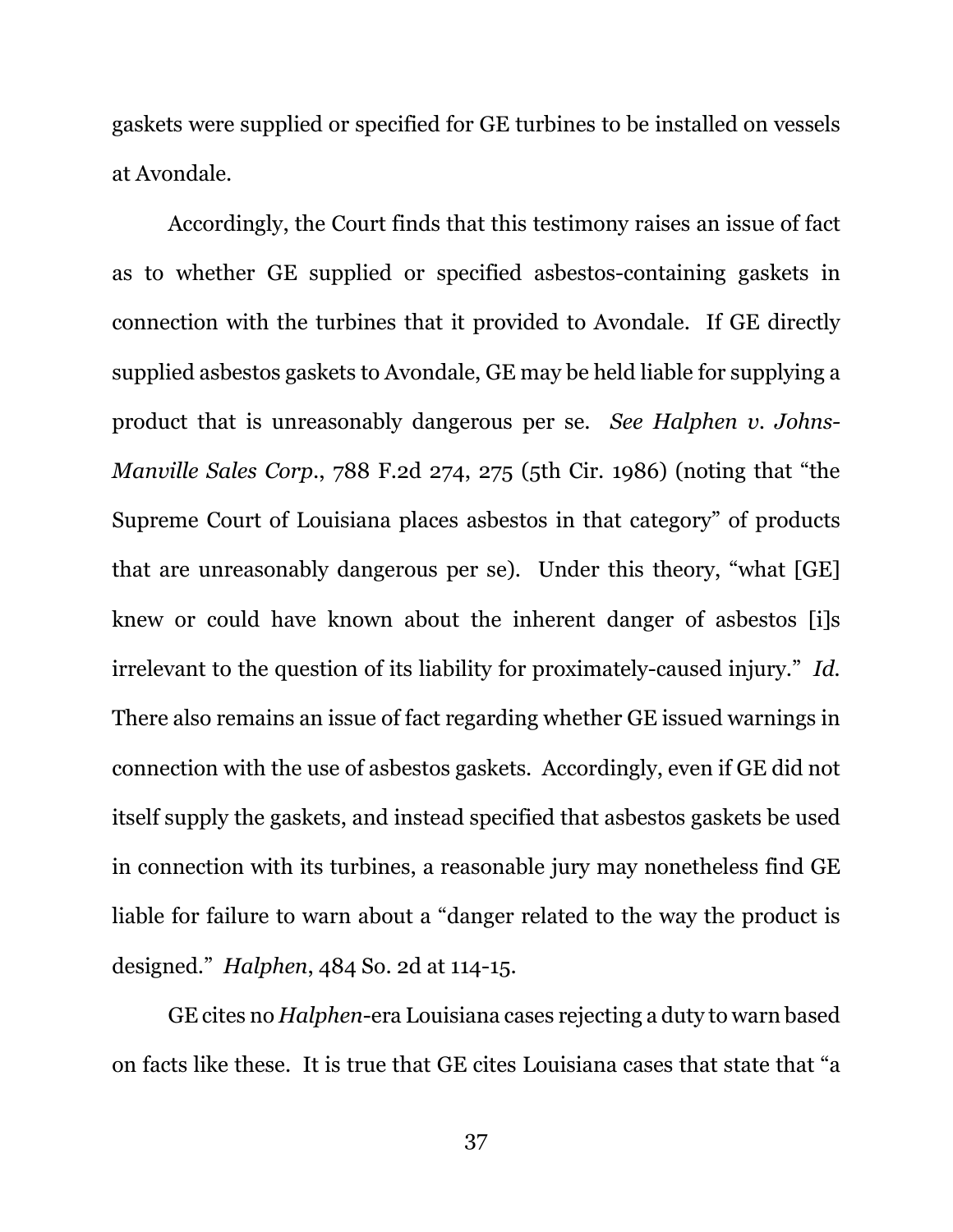gaskets were supplied or specified for GE turbines to be installed on vessels at Avondale.

Accordingly, the Court finds that this testimony raises an issue of fact as to whether GE supplied or specified asbestos-containing gaskets in connection with the turbines that it provided to Avondale. If GE directly supplied asbestos gaskets to Avondale, GE may be held liable for supplying a product that is unreasonably dangerous per se. *See Halphen v. Johns-Manville Sales Corp.*, 788 F.2d 274, 275 (5th Cir. 1986) (noting that "the Supreme Court of Louisiana places asbestos in that category" of products that are unreasonably dangerous per se). Under this theory, "what [GE] knew or could have known about the inherent danger of asbestos [i]s irrelevant to the question of its liability for proximately-caused injury." *Id.* There also remains an issue of fact regarding whether GE issued warnings in connection with the use of asbestos gaskets. Accordingly, even if GE did not itself supply the gaskets, and instead specified that asbestos gaskets be used in connection with its turbines, a reasonable jury may nonetheless find GE liable for failure to warn about a "danger related to the way the product is designed." *Halphen*, 484 So. 2d at 114-15.

GE cites no *Halphen*-era Louisiana cases rejecting a duty to warn based on facts like these. It is true that GE cites Louisiana cases that state that "a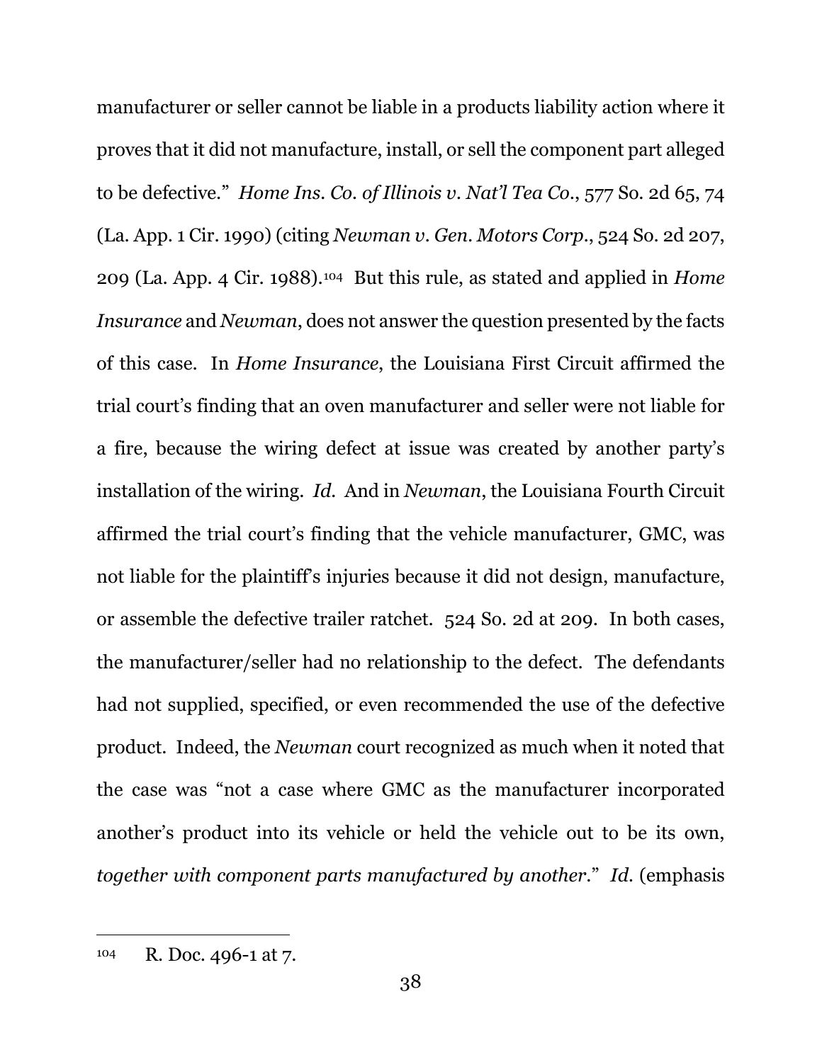manufacturer or seller cannot be liable in a products liability action where it proves that it did not manufacture, install, or sell the component part alleged to be defective." *Home Ins. Co. of Illinois v. Nat'l Tea Co.*, 577 So. 2d 65, 74 (La. App. 1 Cir. 1990) (citing *Newman v. Gen. Motors Corp.*, 524 So. 2d 207, 209 (La. App. 4 Cir. 1988).[104] But this rule, as stated and applied in *Home Insurance* and *Newman*, does not answer the question presented by the facts of this case. In *Home Insurance*, the Louisiana First Circuit affirmed the trial court's finding that an oven manufacturer and seller were not liable for a fire, because the wiring defect at issue was created by another party's installation of the wiring. *Id.* And in *Newman*, the Louisiana Fourth Circuit affirmed the trial court's finding that the vehicle manufacturer, GMC, was not liable for the plaintiff's injuries because it did not design, manufacture, or assemble the defective trailer ratchet. 524 So. 2d at 209. In both cases, the manufacturer/seller had no relationship to the defect. The defendants had not supplied, specified, or even recommended the use of the defective product. Indeed, the *Newman* court recognized as much when it noted that the case was "not a case where GMC as the manufacturer incorporated another's product into its vehicle or held the vehicle out to be its own, *together with component parts manufactured by another*." *Id.* (emphasis

---

[104] R. Doc. 496-1 at 7.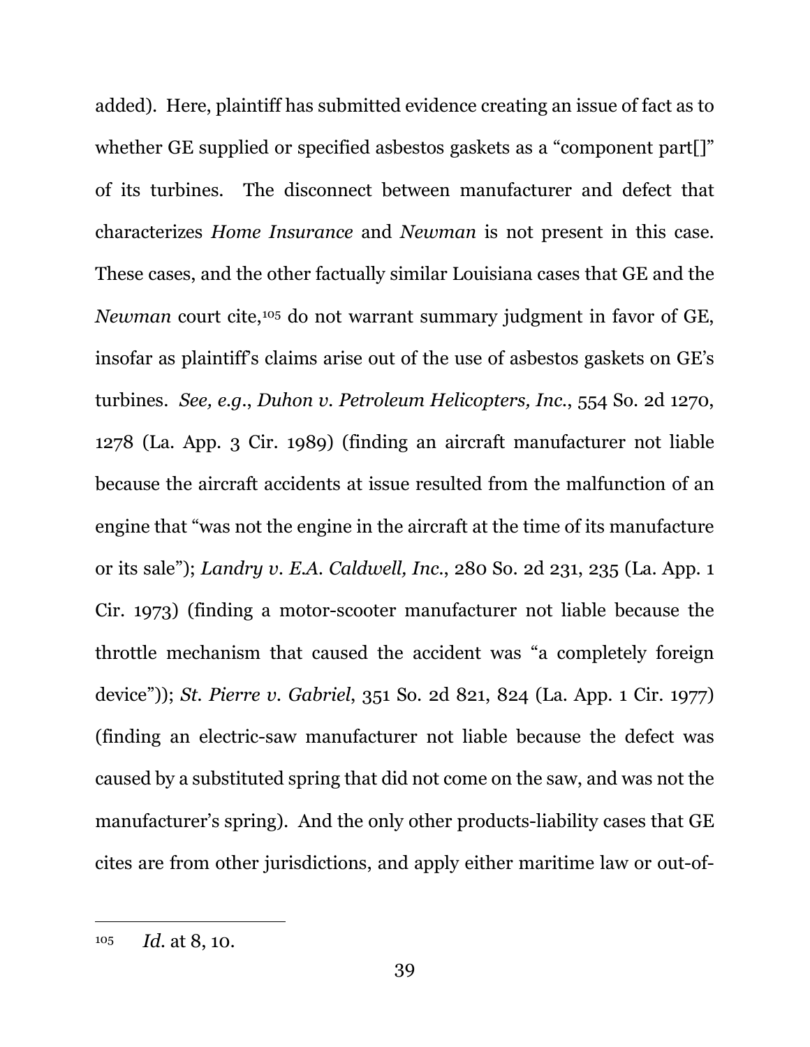added). Here, plaintiff has submitted evidence creating an issue of fact as to whether GE supplied or specified asbestos gaskets as a "component part[]" of its turbines. The disconnect between manufacturer and defect that characterizes *Home Insurance* and *Newman* is not present in this case. These cases, and the other factually similar Louisiana cases that GE and the *Newman* court cite,[105] do not warrant summary judgment in favor of GE, insofar as plaintiff's claims arise out of the use of asbestos gaskets on GE's turbines. *See, e.g.*, *Duhon v. Petroleum Helicopters, Inc.*, 554 So. 2d 1270, 1278 (La. App. 3 Cir. 1989) (finding an aircraft manufacturer not liable because the aircraft accidents at issue resulted from the malfunction of an engine that "was not the engine in the aircraft at the time of its manufacture or its sale"); *Landry v. E.A. Caldwell, Inc.*, 280 So. 2d 231, 235 (La. App. 1 Cir. 1973) (finding a motor-scooter manufacturer not liable because the throttle mechanism that caused the accident was "a completely foreign device")); *St. Pierre v. Gabriel*, 351 So. 2d 821, 824 (La. App. 1 Cir. 1977) (finding an electric-saw manufacturer not liable because the defect was caused by a substituted spring that did not come on the saw, and was not the manufacturer's spring). And the only other products-liability cases that GE cites are from other jurisdictions, and apply either maritime law or out-of-

---

[105] *Id.* at 8, 10.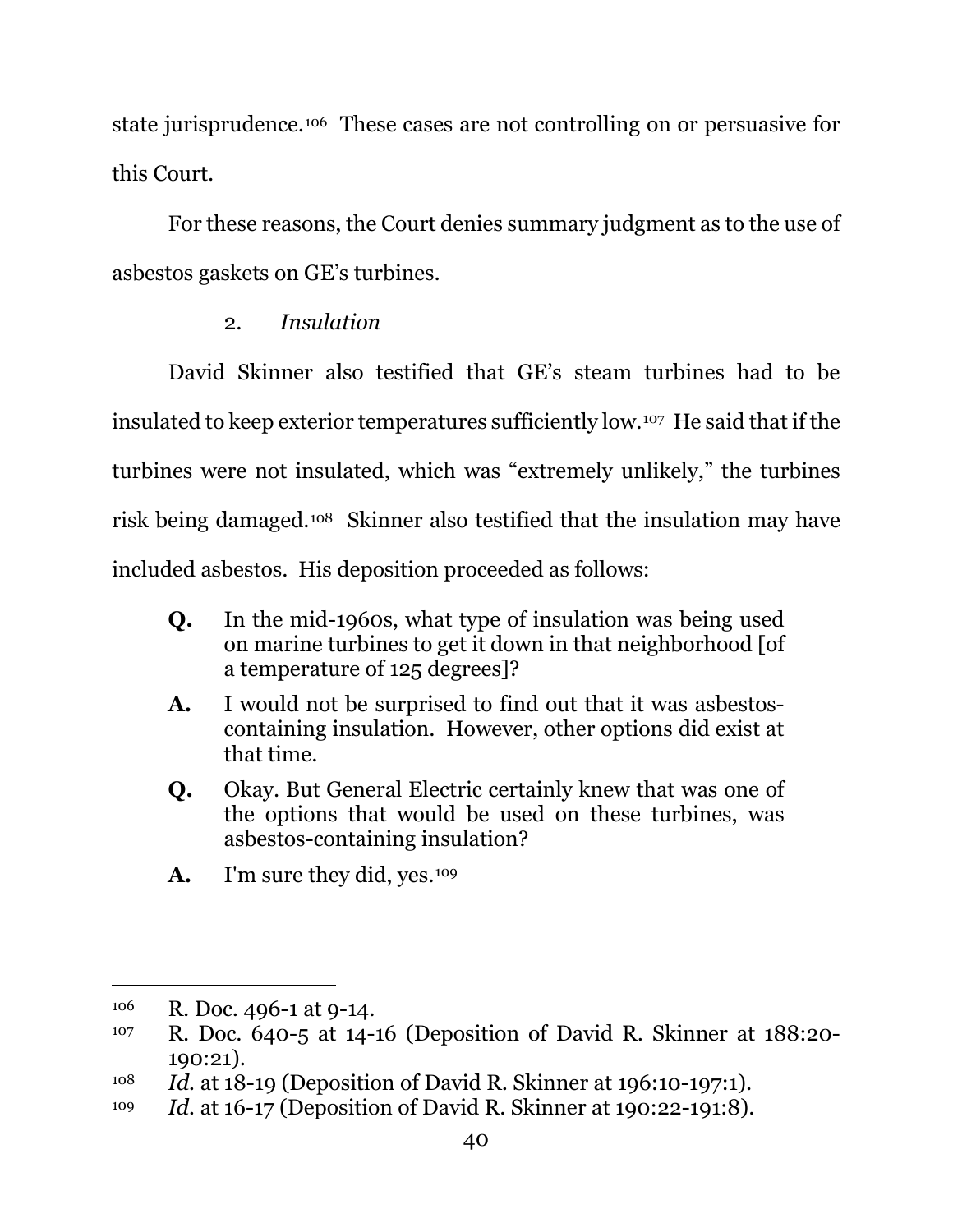state jurisprudence.[106] These cases are not controlling on or persuasive for this Court.

For these reasons, the Court denies summary judgment as to the use of asbestos gaskets on GE's turbines.

2. *Insulation*

David Skinner also testified that GE's steam turbines had to be insulated to keep exterior temperatures sufficiently low.[107] He said that if the turbines were not insulated, which was "extremely unlikely," the turbines risk being damaged.[108] Skinner also testified that the insulation may have included asbestos. His deposition proceeded as follows:

> **Q.** In the mid-1960s, what type of insulation was being used on marine turbines to get it down in that neighborhood [of a temperature of 125 degrees]?
>
> **A.** I would not be surprised to find out that it was asbestos-containing insulation. However, other options did exist at that time.
>
> **Q.** Okay. But General Electric certainly knew that was one of the options that would be used on these turbines, was asbestos-containing insulation?
>
> **A.** I'm sure they did, yes.[109]

---

[106] R. Doc. 496-1 at 9-14.

[107] R. Doc. 640-5 at 14-16 (Deposition of David R. Skinner at 188:20-190:21).

[108] *Id.* at 18-19 (Deposition of David R. Skinner at 196:10-197:1).

[109] *Id.* at 16-17 (Deposition of David R. Skinner at 190:22-191:8).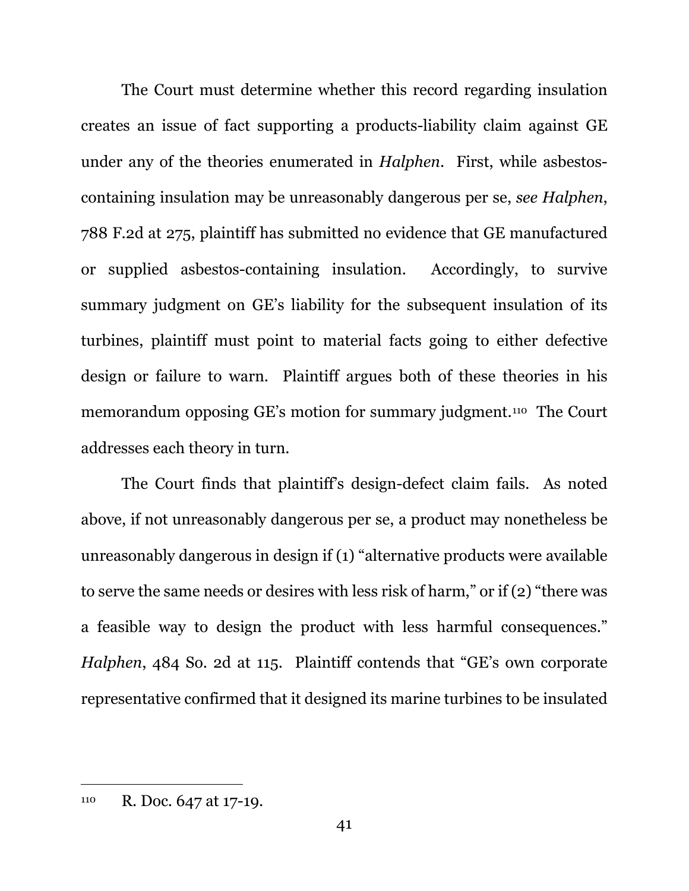The Court must determine whether this record regarding insulation creates an issue of fact supporting a products-liability claim against GE under any of the theories enumerated in *Halphen*. First, while asbestos-containing insulation may be unreasonably dangerous per se, *see Halphen*, 788 F.2d at 275, plaintiff has submitted no evidence that GE manufactured or supplied asbestos-containing insulation. Accordingly, to survive summary judgment on GE's liability for the subsequent insulation of its turbines, plaintiff must point to material facts going to either defective design or failure to warn. Plaintiff argues both of these theories in his memorandum opposing GE's motion for summary judgment.[110] The Court addresses each theory in turn.

The Court finds that plaintiff's design-defect claim fails. As noted above, if not unreasonably dangerous per se, a product may nonetheless be unreasonably dangerous in design if (1) "alternative products were available to serve the same needs or desires with less risk of harm," or if (2) "there was a feasible way to design the product with less harmful consequences." *Halphen*, 484 So. 2d at 115. Plaintiff contends that "GE's own corporate representative confirmed that it designed its marine turbines to be insulated

[110] R. Doc. 647 at 17-19.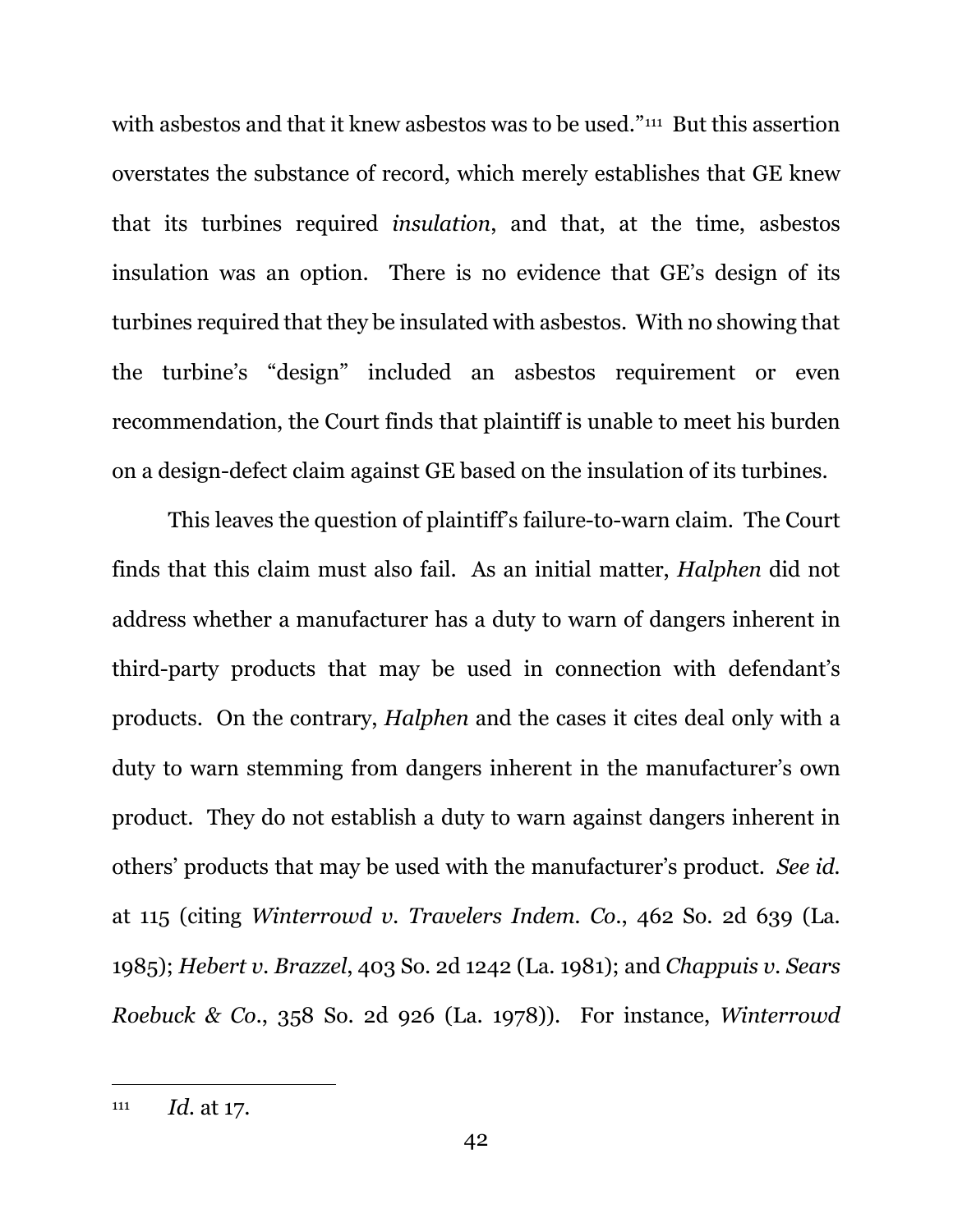with asbestos and that it knew asbestos was to be used."[111] But this assertion overstates the substance of record, which merely establishes that GE knew that its turbines required *insulation*, and that, at the time, asbestos insulation was an option. There is no evidence that GE's design of its turbines required that they be insulated with asbestos. With no showing that the turbine's "design" included an asbestos requirement or even recommendation, the Court finds that plaintiff is unable to meet his burden on a design-defect claim against GE based on the insulation of its turbines.

This leaves the question of plaintiff's failure-to-warn claim. The Court finds that this claim must also fail. As an initial matter, *Halphen* did not address whether a manufacturer has a duty to warn of dangers inherent in third-party products that may be used in connection with defendant's products. On the contrary, *Halphen* and the cases it cites deal only with a duty to warn stemming from dangers inherent in the manufacturer's own product. They do not establish a duty to warn against dangers inherent in others' products that may be used with the manufacturer's product. *See id.* at 115 (citing *Winterrowd v. Travelers Indem. Co.*, 462 So. 2d 639 (La. 1985); *Hebert v. Brazzel*, 403 So. 2d 1242 (La. 1981); and *Chappuis v. Sears Roebuck & Co.*, 358 So. 2d 926 (La. 1978)). For instance, *Winterrowd*

---

[111] *Id.* at 17.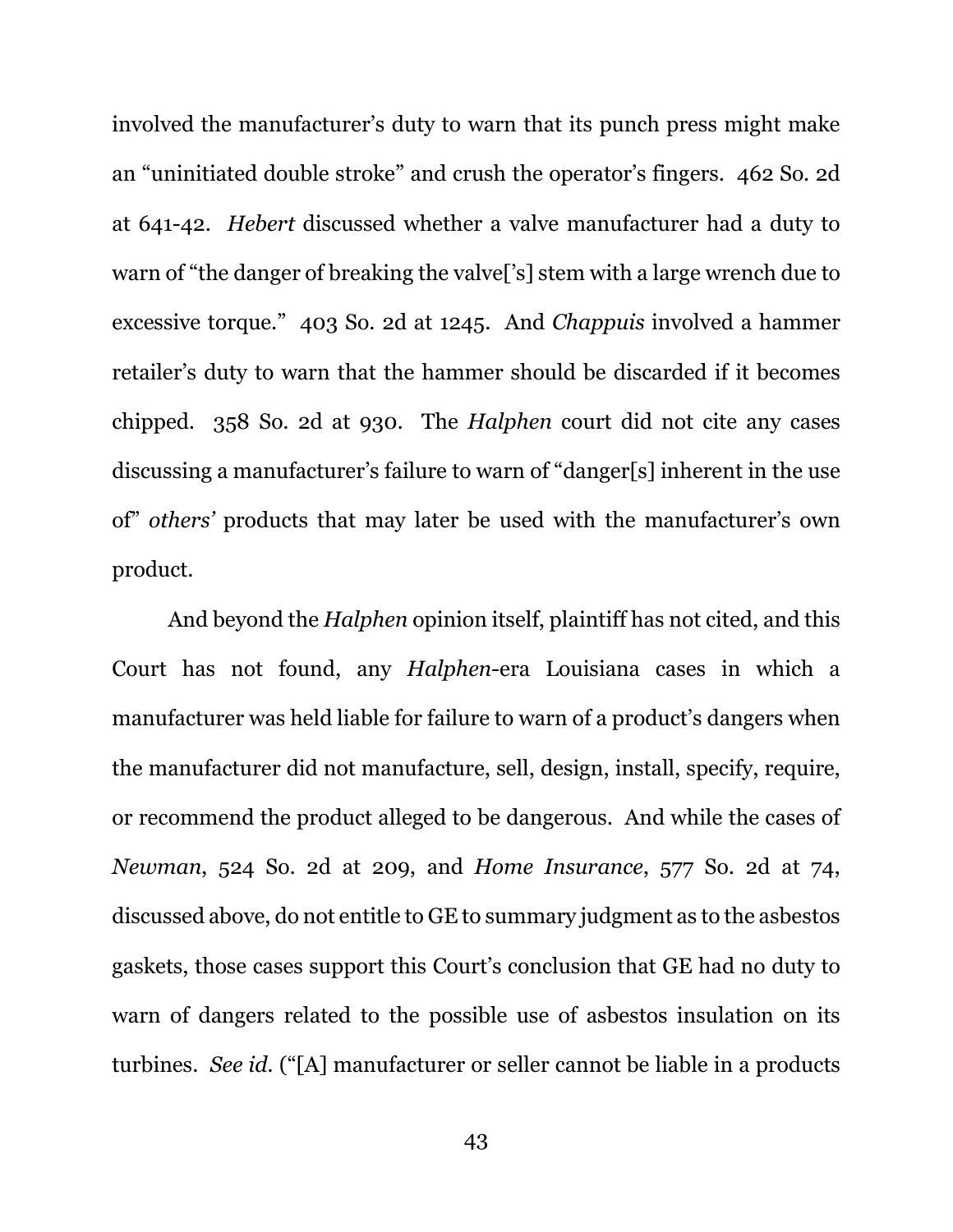involved the manufacturer's duty to warn that its punch press might make an "uninitiated double stroke" and crush the operator's fingers. 462 So. 2d at 641-42. *Hebert* discussed whether a valve manufacturer had a duty to warn of "the danger of breaking the valve['s] stem with a large wrench due to excessive torque." 403 So. 2d at 1245. And *Chappuis* involved a hammer retailer's duty to warn that the hammer should be discarded if it becomes chipped. 358 So. 2d at 930. The *Halphen* court did not cite any cases discussing a manufacturer's failure to warn of "danger[s] inherent in the use of" *others'* products that may later be used with the manufacturer's own product.

And beyond the *Halphen* opinion itself, plaintiff has not cited, and this Court has not found, any *Halphen*-era Louisiana cases in which a manufacturer was held liable for failure to warn of a product's dangers when the manufacturer did not manufacture, sell, design, install, specify, require, or recommend the product alleged to be dangerous. And while the cases of *Newman*, 524 So. 2d at 209, and *Home Insurance*, 577 So. 2d at 74, discussed above, do not entitle to GE to summary judgment as to the asbestos gaskets, those cases support this Court's conclusion that GE had no duty to warn of dangers related to the possible use of asbestos insulation on its turbines. *See id.* ("[A] manufacturer or seller cannot be liable in a products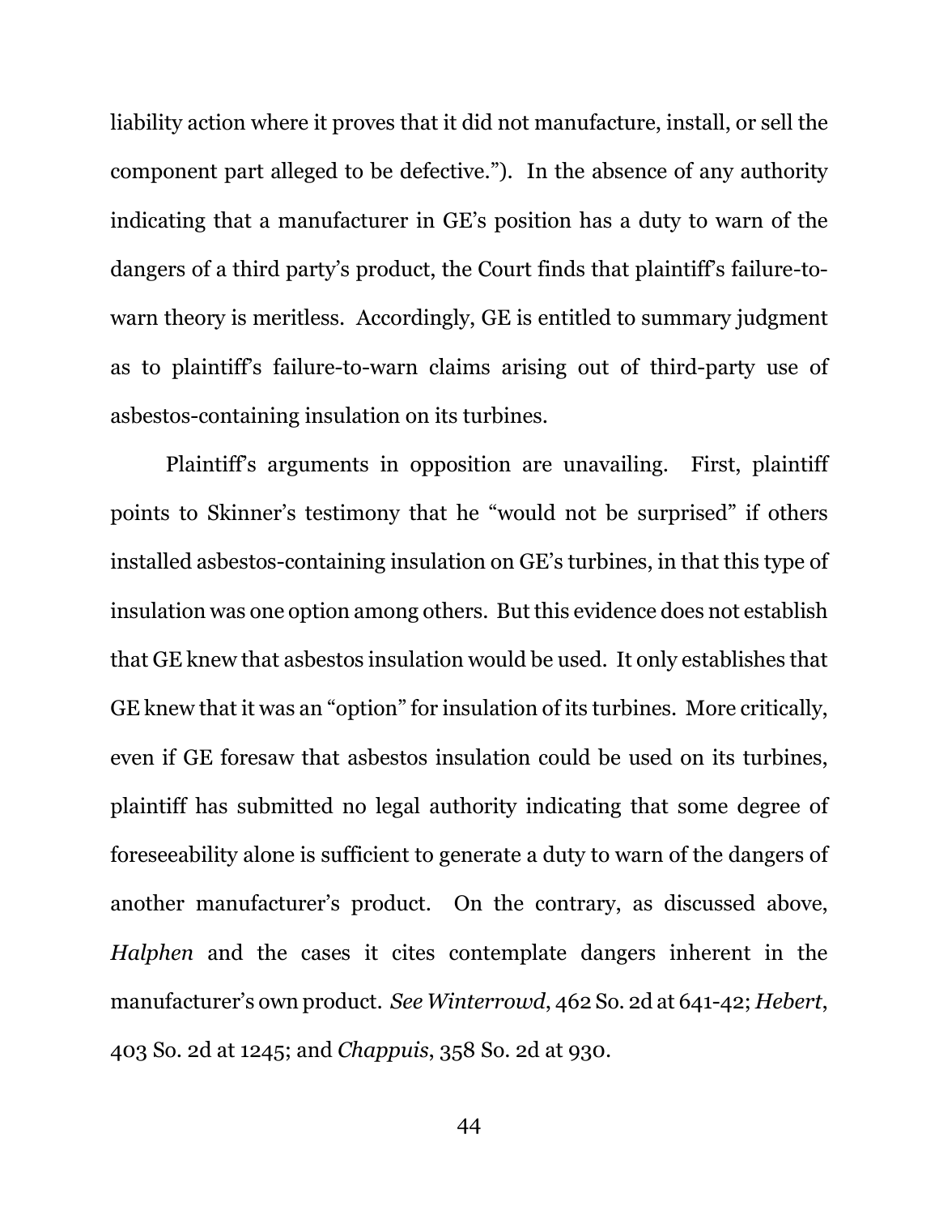liability action where it proves that it did not manufacture, install, or sell the component part alleged to be defective."). In the absence of any authority indicating that a manufacturer in GE's position has a duty to warn of the dangers of a third party's product, the Court finds that plaintiff's failure-to-warn theory is meritless. Accordingly, GE is entitled to summary judgment as to plaintiff's failure-to-warn claims arising out of third-party use of asbestos-containing insulation on its turbines.

Plaintiff's arguments in opposition are unavailing. First, plaintiff points to Skinner's testimony that he "would not be surprised" if others installed asbestos-containing insulation on GE's turbines, in that this type of insulation was one option among others. But this evidence does not establish that GE knew that asbestos insulation would be used. It only establishes that GE knew that it was an "option" for insulation of its turbines. More critically, even if GE foresaw that asbestos insulation could be used on its turbines, plaintiff has submitted no legal authority indicating that some degree of foreseeability alone is sufficient to generate a duty to warn of the dangers of another manufacturer's product. On the contrary, as discussed above, *Halphen* and the cases it cites contemplate dangers inherent in the manufacturer's own product. *See Winterrowd*, 462 So. 2d at 641-42; *Hebert*, 403 So. 2d at 1245; and *Chappuis*, 358 So. 2d at 930.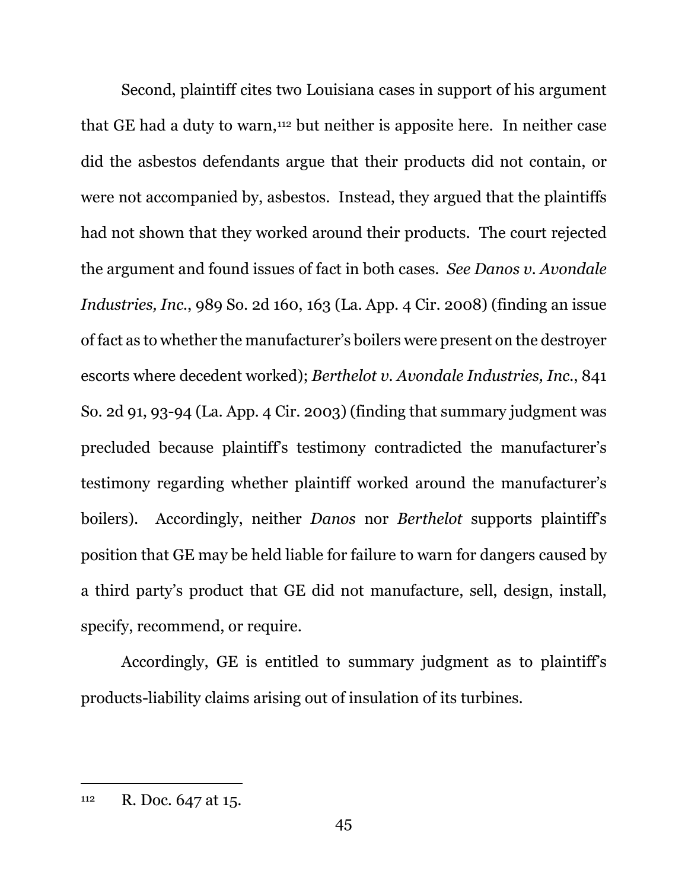Second, plaintiff cites two Louisiana cases in support of his argument that GE had a duty to warn,[112] but neither is apposite here. In neither case did the asbestos defendants argue that their products did not contain, or were not accompanied by, asbestos. Instead, they argued that the plaintiffs had not shown that they worked around their products. The court rejected the argument and found issues of fact in both cases. *See Danos v. Avondale Industries, Inc.*, 989 So. 2d 160, 163 (La. App. 4 Cir. 2008) (finding an issue of fact as to whether the manufacturer's boilers were present on the destroyer escorts where decedent worked); *Berthelot v. Avondale Industries, Inc.*, 841 So. 2d 91, 93-94 (La. App. 4 Cir. 2003) (finding that summary judgment was precluded because plaintiff's testimony contradicted the manufacturer's testimony regarding whether plaintiff worked around the manufacturer's boilers). Accordingly, neither *Danos* nor *Berthelot* supports plaintiff's position that GE may be held liable for failure to warn for dangers caused by a third party's product that GE did not manufacture, sell, design, install, specify, recommend, or require.

Accordingly, GE is entitled to summary judgment as to plaintiff's products-liability claims arising out of insulation of its turbines.

---

[112] R. Doc. 647 at 15.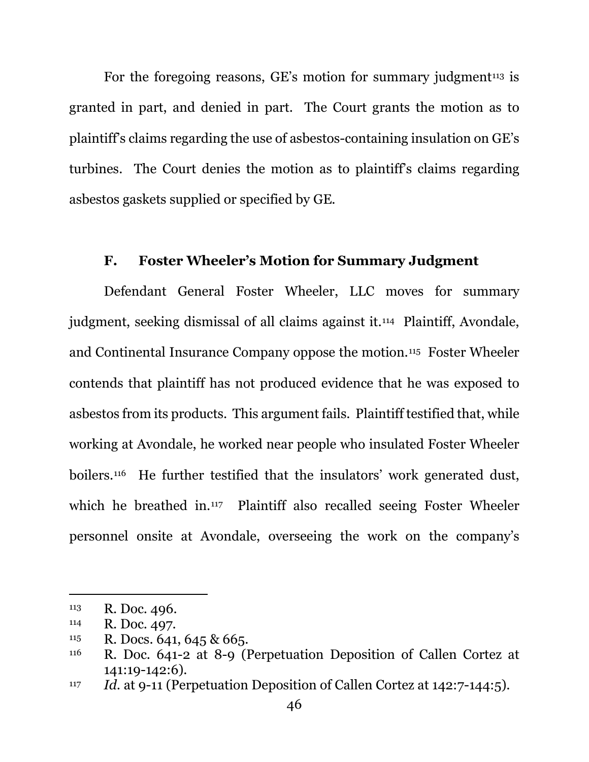For the foregoing reasons, GE's motion for summary judgment[113] is granted in part, and denied in part. The Court grants the motion as to plaintiff's claims regarding the use of asbestos-containing insulation on GE's turbines. The Court denies the motion as to plaintiff's claims regarding asbestos gaskets supplied or specified by GE.

### F. Foster Wheeler's Motion for Summary Judgment

Defendant General Foster Wheeler, LLC moves for summary judgment, seeking dismissal of all claims against it.[114] Plaintiff, Avondale, and Continental Insurance Company oppose the motion.[115] Foster Wheeler contends that plaintiff has not produced evidence that he was exposed to asbestos from its products. This argument fails. Plaintiff testified that, while working at Avondale, he worked near people who insulated Foster Wheeler boilers.[116] He further testified that the insulators' work generated dust, which he breathed in.[117] Plaintiff also recalled seeing Foster Wheeler personnel onsite at Avondale, overseeing the work on the company's

---

[113] R. Doc. 496.

[114] R. Doc. 497.

[115] R. Docs. 641, 645 & 665.

[116] R. Doc. 641-2 at 8-9 (Perpetuation Deposition of Callen Cortez at 141:19-142:6).

[117] *Id.* at 9-11 (Perpetuation Deposition of Callen Cortez at 142:7-144:5).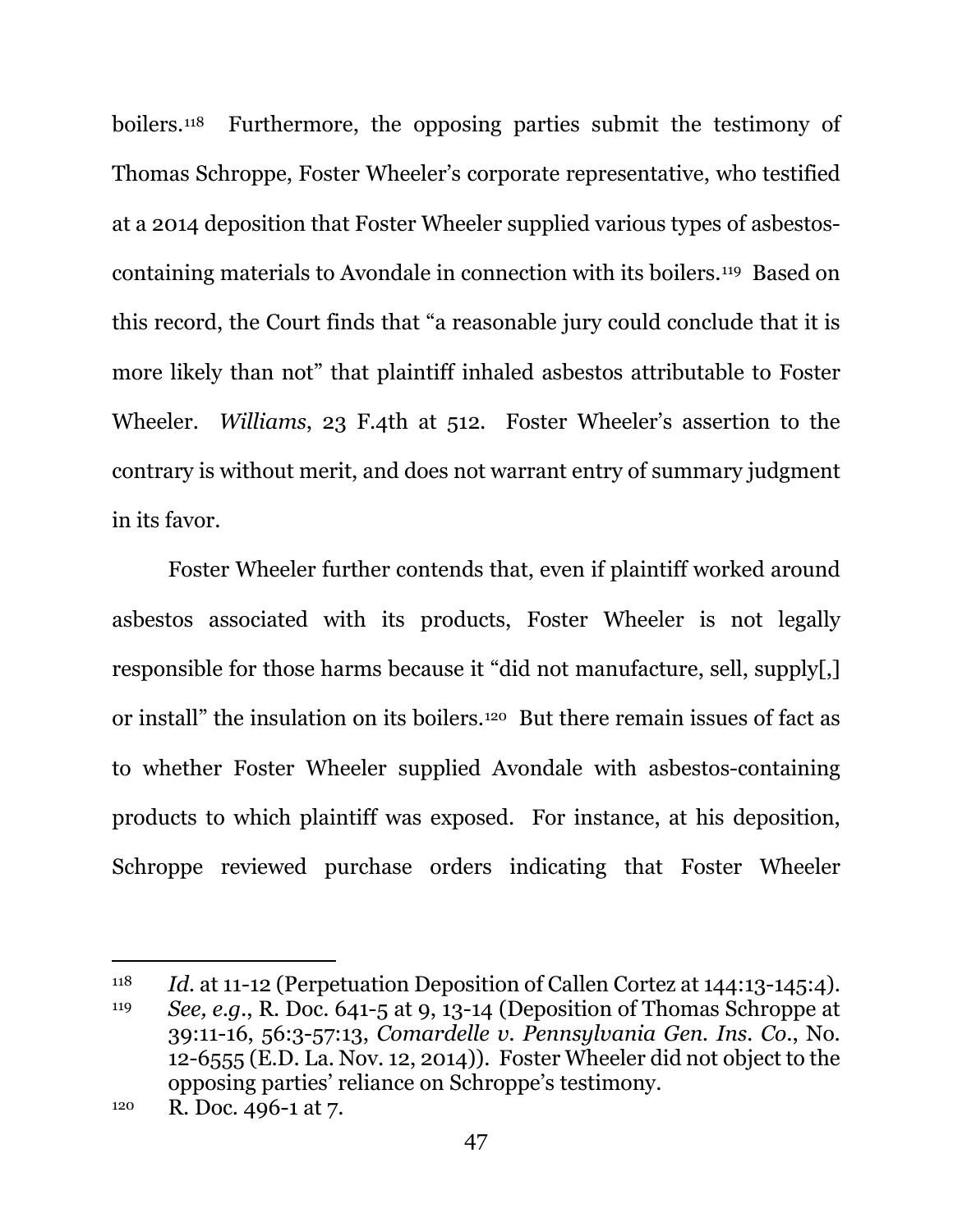boilers.[118] Furthermore, the opposing parties submit the testimony of Thomas Schroppe, Foster Wheeler's corporate representative, who testified at a 2014 deposition that Foster Wheeler supplied various types of asbestos-containing materials to Avondale in connection with its boilers.[119] Based on this record, the Court finds that "a reasonable jury could conclude that it is more likely than not" that plaintiff inhaled asbestos attributable to Foster Wheeler. *Williams*, 23 F.4th at 512. Foster Wheeler's assertion to the contrary is without merit, and does not warrant entry of summary judgment in its favor.

Foster Wheeler further contends that, even if plaintiff worked around asbestos associated with its products, Foster Wheeler is not legally responsible for those harms because it "did not manufacture, sell, supply[,] or install" the insulation on its boilers.[120] But there remain issues of fact as to whether Foster Wheeler supplied Avondale with asbestos-containing products to which plaintiff was exposed. For instance, at his deposition, Schroppe reviewed purchase orders indicating that Foster Wheeler

---

[118] *Id.* at 11-12 (Perpetuation Deposition of Callen Cortez at 144:13-145:4).

[119] *See, e.g.*, R. Doc. 641-5 at 9, 13-14 (Deposition of Thomas Schroppe at 39:11-16, 56:3-57:13, *Comardelle v. Pennsylvania Gen. Ins. Co.*, No. 12-6555 (E.D. La. Nov. 12, 2014)). Foster Wheeler did not object to the opposing parties' reliance on Schroppe's testimony.

[120] R. Doc. 496-1 at 7.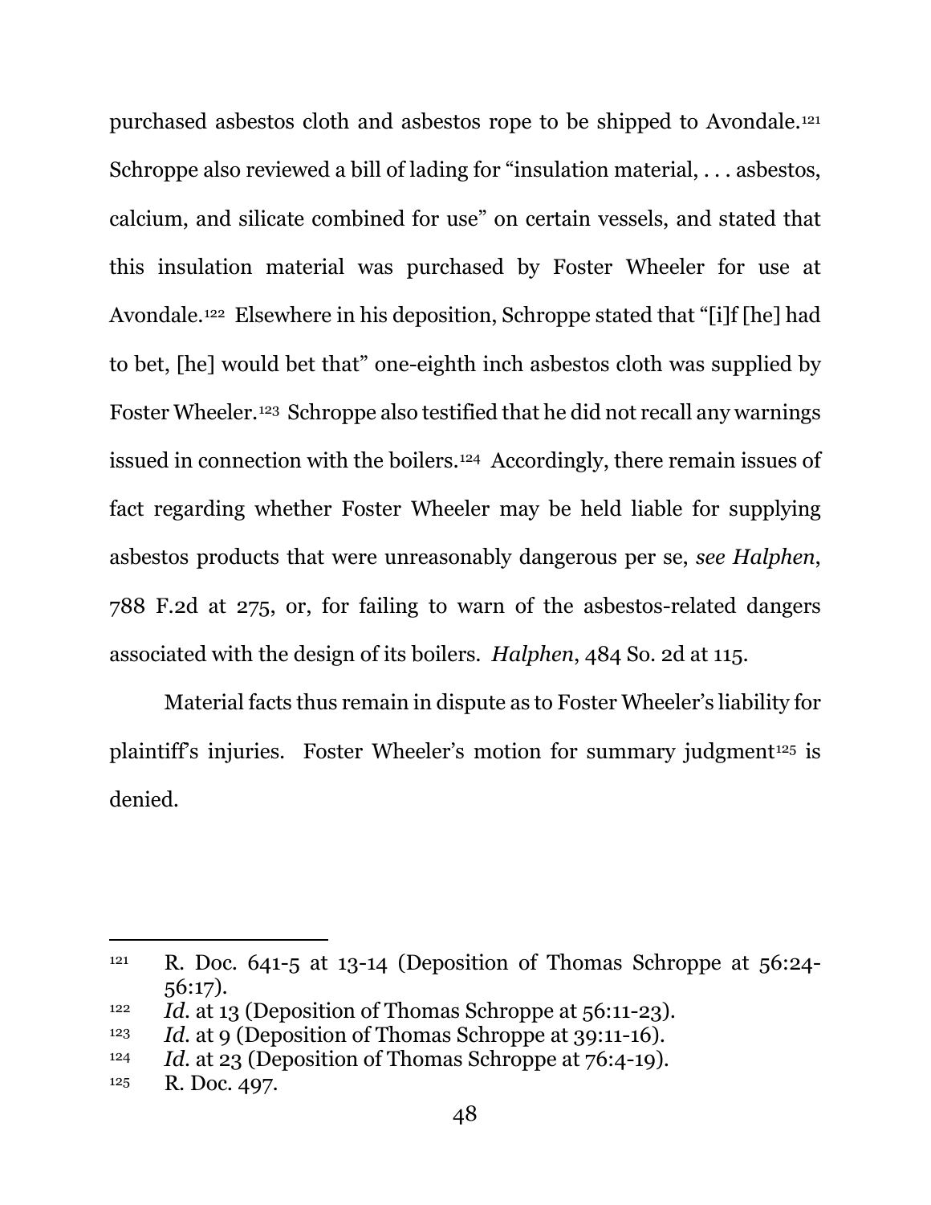purchased asbestos cloth and asbestos rope to be shipped to Avondale.[121] Schroppe also reviewed a bill of lading for "insulation material, . . . asbestos, calcium, and silicate combined for use" on certain vessels, and stated that this insulation material was purchased by Foster Wheeler for use at Avondale.[122] Elsewhere in his deposition, Schroppe stated that "[i]f [he] had to bet, [he] would bet that" one-eighth inch asbestos cloth was supplied by Foster Wheeler.[123] Schroppe also testified that he did not recall any warnings issued in connection with the boilers.[124] Accordingly, there remain issues of fact regarding whether Foster Wheeler may be held liable for supplying asbestos products that were unreasonably dangerous per se, *see Halphen*, 788 F.2d at 275, or, for failing to warn of the asbestos-related dangers associated with the design of its boilers. *Halphen*, 484 So. 2d at 115.

Material facts thus remain in dispute as to Foster Wheeler's liability for plaintiff's injuries. Foster Wheeler's motion for summary judgment[125] is denied.

---

[121] R. Doc. 641-5 at 13-14 (Deposition of Thomas Schroppe at 56:24-56:17).

[122] *Id.* at 13 (Deposition of Thomas Schroppe at 56:11-23).

[123] *Id.* at 9 (Deposition of Thomas Schroppe at 39:11-16).

[124] *Id.* at 23 (Deposition of Thomas Schroppe at 76:4-19).

[125] R. Doc. 497.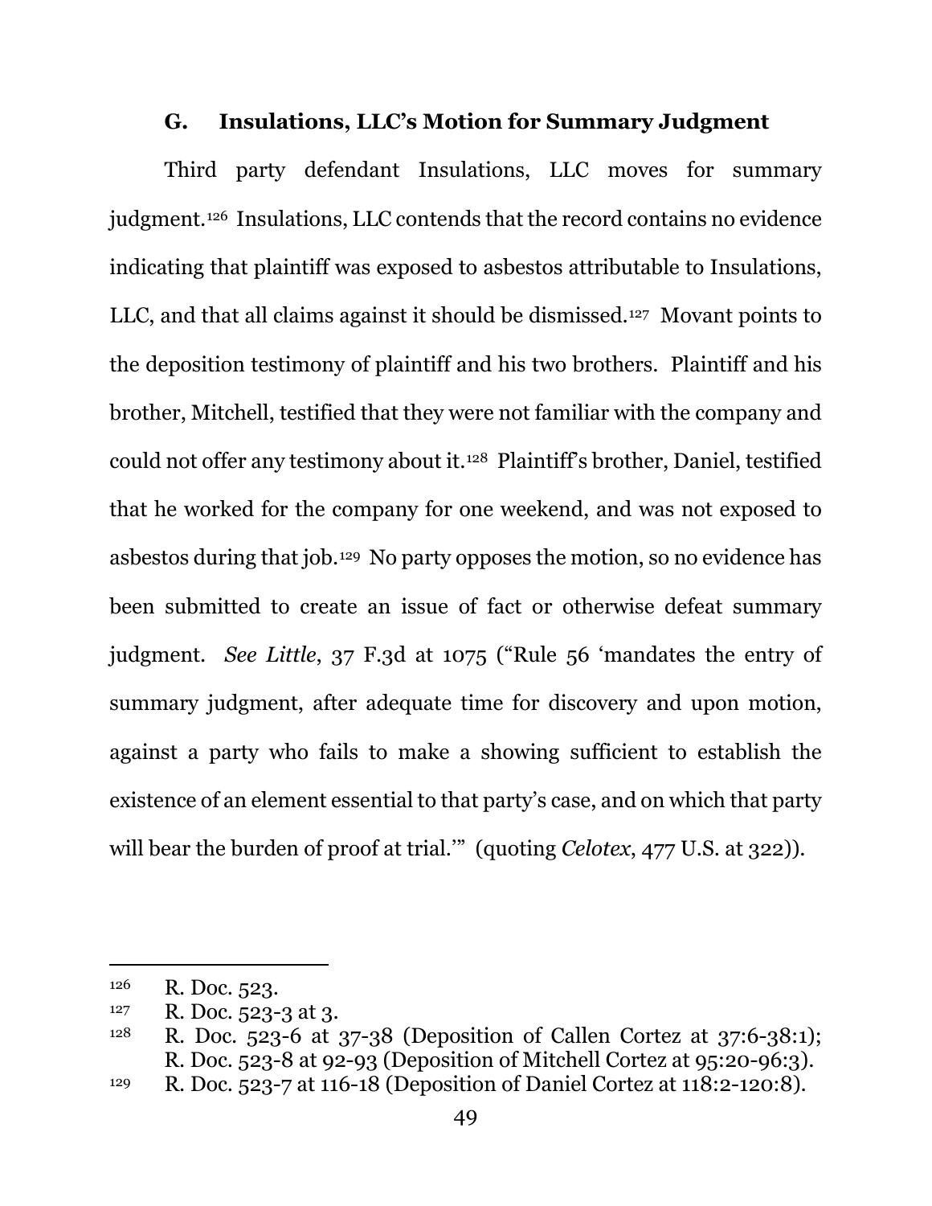### G. Insulations, LLC's Motion for Summary Judgment

Third party defendant Insulations, LLC moves for summary judgment.[126] Insulations, LLC contends that the record contains no evidence indicating that plaintiff was exposed to asbestos attributable to Insulations, LLC, and that all claims against it should be dismissed.[127] Movant points to the deposition testimony of plaintiff and his two brothers. Plaintiff and his brother, Mitchell, testified that they were not familiar with the company and could not offer any testimony about it.[128] Plaintiff's brother, Daniel, testified that he worked for the company for one weekend, and was not exposed to asbestos during that job.[129] No party opposes the motion, so no evidence has been submitted to create an issue of fact or otherwise defeat summary judgment. *See Little*, 37 F.3d at 1075 ("Rule 56 'mandates the entry of summary judgment, after adequate time for discovery and upon motion, against a party who fails to make a showing sufficient to establish the existence of an element essential to that party's case, and on which that party will bear the burden of proof at trial.'" (quoting *Celotex*, 477 U.S. at 322)).

---

[126] R. Doc. 523.

[127] R. Doc. 523-3 at 3.

[128] R. Doc. 523-6 at 37-38 (Deposition of Callen Cortez at 37:6-38:1); R. Doc. 523-8 at 92-93 (Deposition of Mitchell Cortez at 95:20-96:3).

[129] R. Doc. 523-7 at 116-18 (Deposition of Daniel Cortez at 118:2-120:8).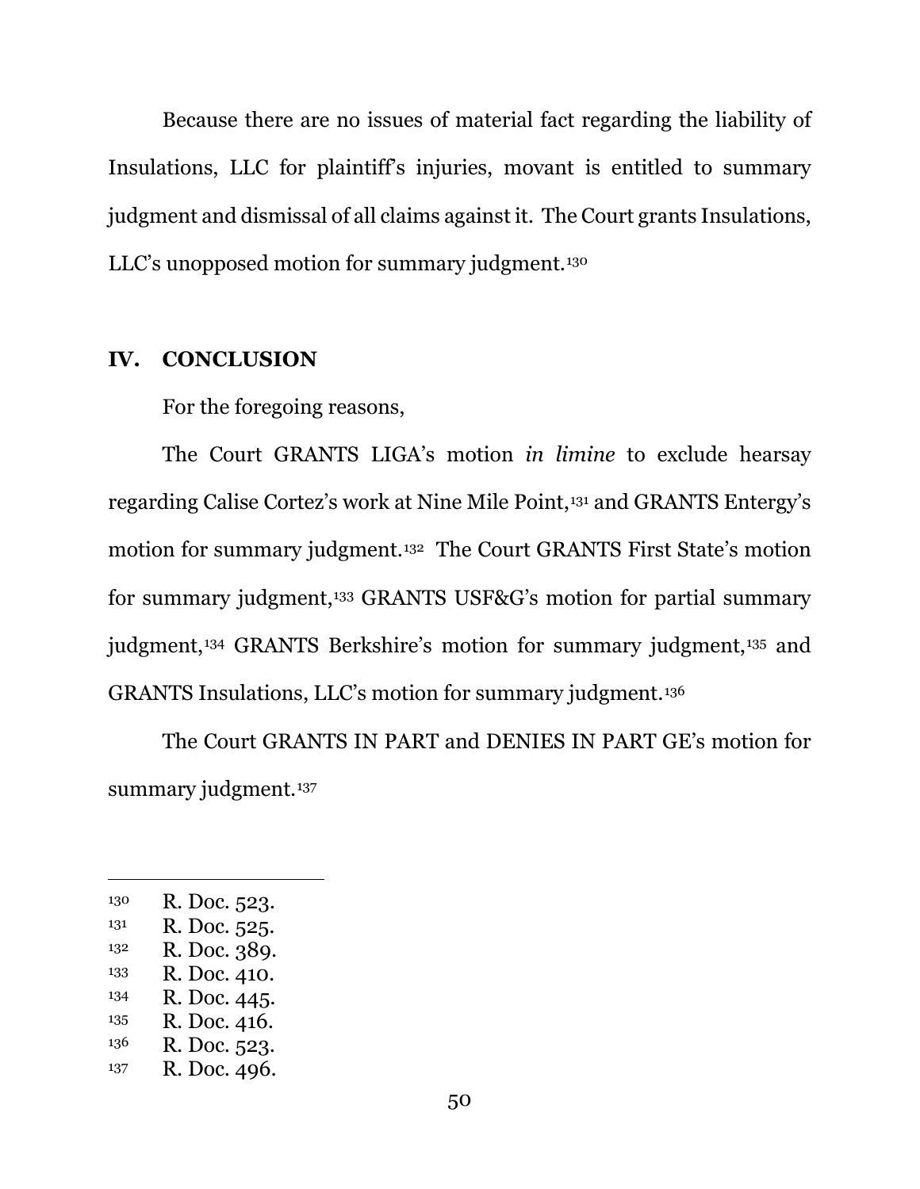Because there are no issues of material fact regarding the liability of Insulations, LLC for plaintiff's injuries, movant is entitled to summary judgment and dismissal of all claims against it. The Court grants Insulations, LLC's unopposed motion for summary judgment.[130]

## IV. CONCLUSION

For the foregoing reasons,

The Court GRANTS LIGA's motion *in limine* to exclude hearsay regarding Calise Cortez's work at Nine Mile Point,[131] and GRANTS Entergy's motion for summary judgment.[132] The Court GRANTS First State's motion for summary judgment,[133] GRANTS USF&G's motion for partial summary judgment,[134] GRANTS Berkshire's motion for summary judgment,[135] and GRANTS Insulations, LLC's motion for summary judgment.[136]

The Court GRANTS IN PART and DENIES IN PART GE's motion for summary judgment.[137]

---

[130] R. Doc. 523.
[131] R. Doc. 525.
[132] R. Doc. 389.
[133] R. Doc. 410.
[134] R. Doc. 445.
[135] R. Doc. 416.
[136] R. Doc. 523.
[137] R. Doc. 496.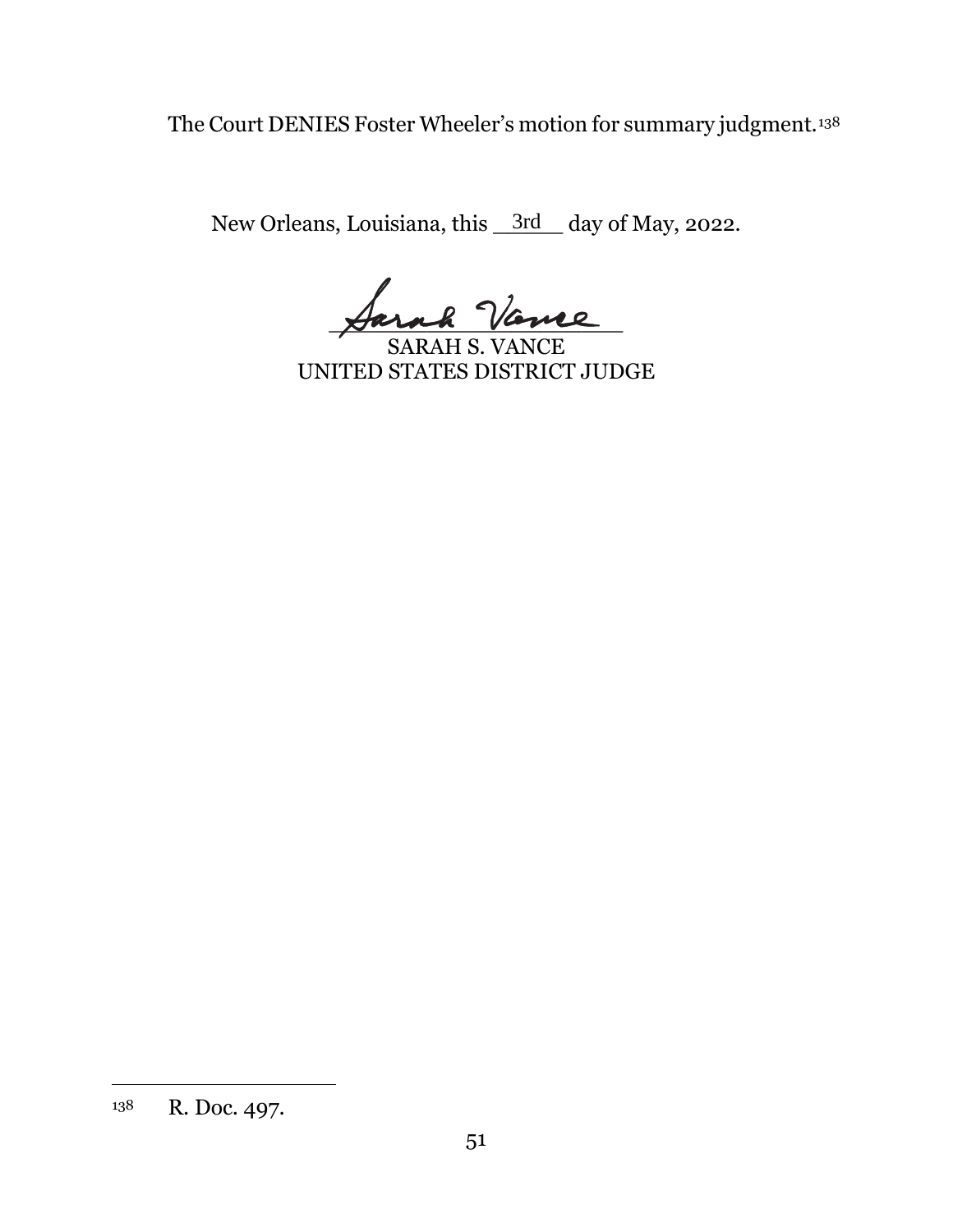The Court DENIES Foster Wheeler's motion for summary judgment.[138]

New Orleans, Louisiana, this 3rd day of May, 2022.

SARAH S. VANCE
UNITED STATES DISTRICT JUDGE

---

[138] R. Doc. 497.